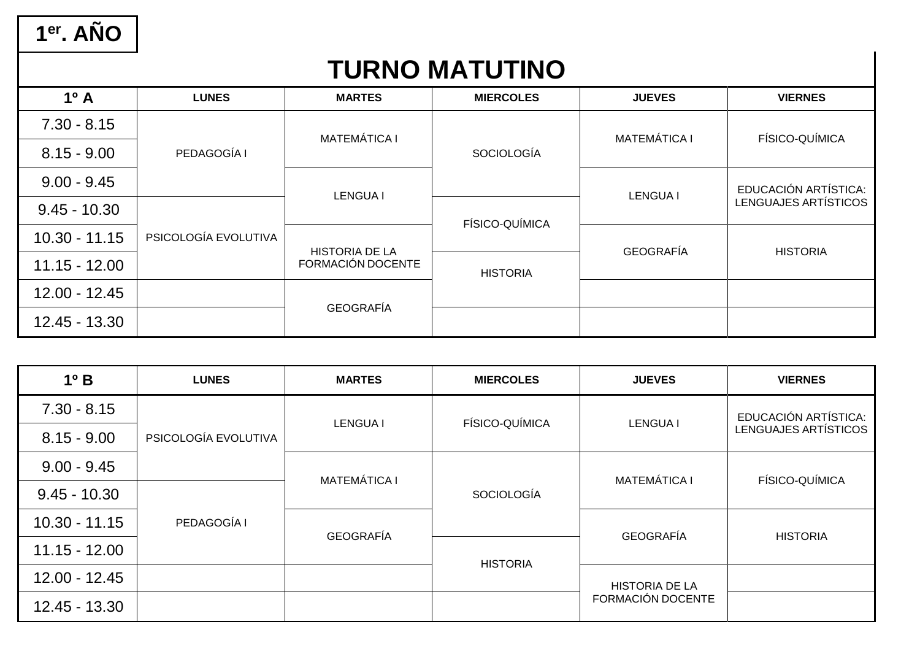# 1er. AÑO

## TURNO MATUTINO

| 1º A | LUNES | MARTES | MIERCOLES | JUEVES | VIERNES |
|---|---|---|---|---|---|
| 7.30 - 8.15 | PEDAGOGÍA I | MATEMÁTICA I | SOCIOLOGÍA | MATEMÁTICA I | FÍSICO-QUÍMICA |
| 8.15 - 9.00 | PEDAGOGÍA I | MATEMÁTICA I | SOCIOLOGÍA | MATEMÁTICA I | FÍSICO-QUÍMICA |
| 9.00 - 9.45 | PEDAGOGÍA I | LENGUA I | SOCIOLOGÍA | LENGUA I | EDUCACIÓN ARTÍSTICA: LENGUAJES ARTÍSTICOS |
| 9.45 - 10.30 | PSICOLOGÍA EVOLUTIVA | LENGUA I | FÍSICO-QUÍMICA | LENGUA I | EDUCACIÓN ARTÍSTICA: LENGUAJES ARTÍSTICOS |
| 10.30 - 11.15 | PSICOLOGÍA EVOLUTIVA | HISTORIA DE LA FORMACIÓN DOCENTE | FÍSICO-QUÍMICA | GEOGRAFÍA | HISTORIA |
| 11.15 - 12.00 | PSICOLOGÍA EVOLUTIVA | HISTORIA DE LA FORMACIÓN DOCENTE | HISTORIA | GEOGRAFÍA | HISTORIA |
| 12.00 - 12.45 | | GEOGRAFÍA | HISTORIA | | |
| 12.45 - 13.30 | | GEOGRAFÍA | | | |

| 1º B | LUNES | MARTES | MIERCOLES | JUEVES | VIERNES |
|---|---|---|---|---|---|
| 7.30 - 8.15 | PSICOLOGÍA EVOLUTIVA | LENGUA I | FÍSICO-QUÍMICA | LENGUA I | EDUCACIÓN ARTÍSTICA: LENGUAJES ARTÍSTICOS |
| 8.15 - 9.00 | PSICOLOGÍA EVOLUTIVA | LENGUA I | FÍSICO-QUÍMICA | LENGUA I | EDUCACIÓN ARTÍSTICA: LENGUAJES ARTÍSTICOS |
| 9.00 - 9.45 | PSICOLOGÍA EVOLUTIVA | MATEMÁTICA I | SOCIOLOGÍA | MATEMÁTICA I | FÍSICO-QUÍMICA |
| 9.45 - 10.30 | PEDAGOGÍA I | MATEMÁTICA I | SOCIOLOGÍA | MATEMÁTICA I | FÍSICO-QUÍMICA |
| 10.30 - 11.15 | PEDAGOGÍA I | GEOGRAFÍA | SOCIOLOGÍA | GEOGRAFÍA | HISTORIA |
| 11.15 - 12.00 | PEDAGOGÍA I | GEOGRAFÍA | HISTORIA | GEOGRAFÍA | HISTORIA |
| 12.00 - 12.45 | | | HISTORIA | HISTORIA DE LA FORMACIÓN DOCENTE | |
| 12.45 - 13.30 | | | | HISTORIA DE LA FORMACIÓN DOCENTE | |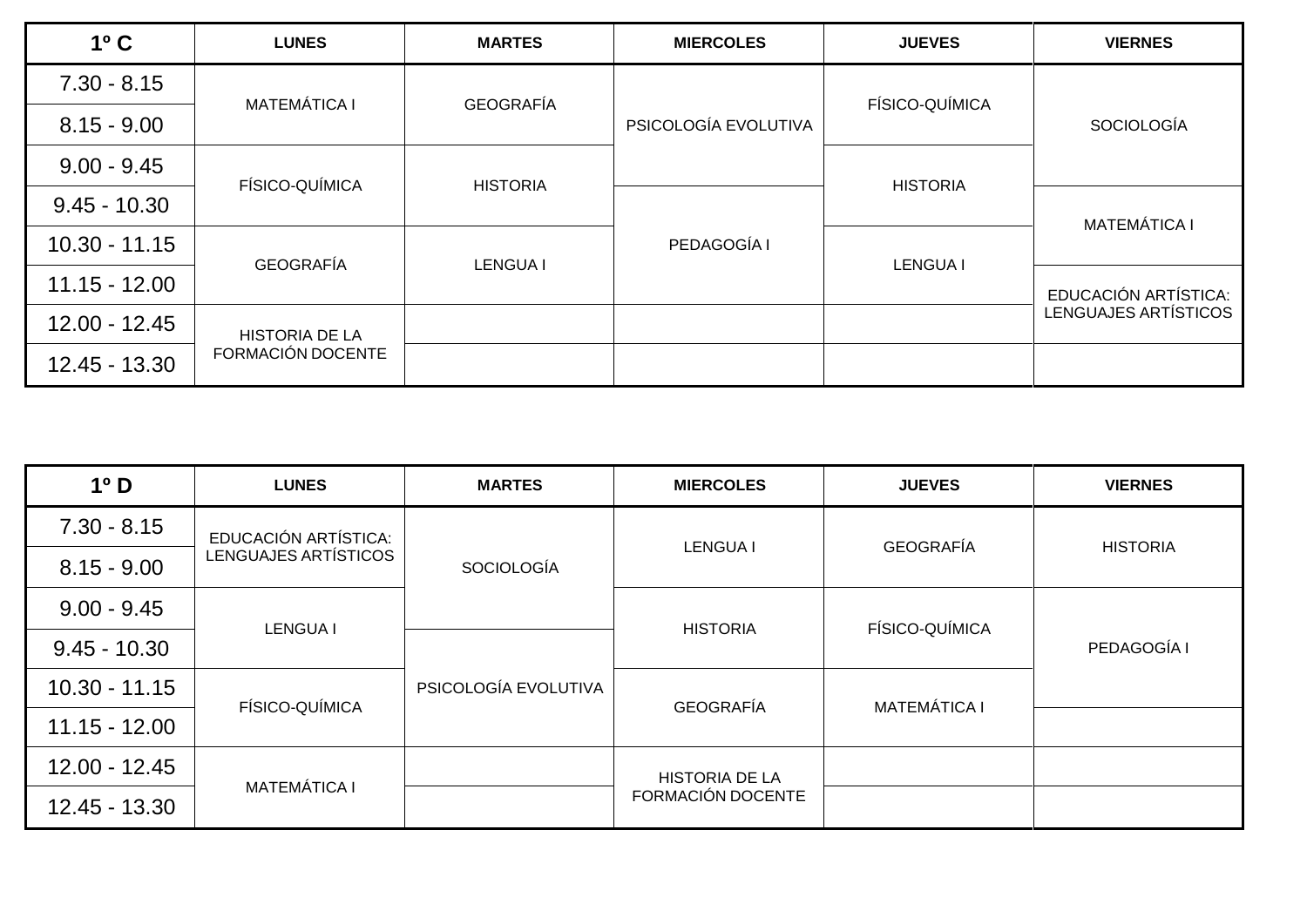| 1º C | LUNES | MARTES | MIERCOLES | JUEVES | VIERNES |
|---|---|---|---|---|---|
| 7.30 - 8.15 | MATEMÁTICA I | GEOGRAFÍA | PSICOLOGÍA EVOLUTIVA | FÍSICO-QUÍMICA | SOCIOLOGÍA |
| 8.15 - 9.00 | MATEMÁTICA I | GEOGRAFÍA | PSICOLOGÍA EVOLUTIVA | FÍSICO-QUÍMICA | SOCIOLOGÍA |
| 9.00 - 9.45 | FÍSICO-QUÍMICA | HISTORIA | PSICOLOGÍA EVOLUTIVA | HISTORIA | SOCIOLOGÍA |
| 9.45 - 10.30 | FÍSICO-QUÍMICA | HISTORIA | PEDAGOGÍA I | HISTORIA | MATEMÁTICA I |
| 10.30 - 11.15 | GEOGRAFÍA | LENGUA I | PEDAGOGÍA I | LENGUA I | MATEMÁTICA I |
| 11.15 - 12.00 | GEOGRAFÍA | LENGUA I | PEDAGOGÍA I | LENGUA I | EDUCACIÓN ARTÍSTICA: LENGUAJES ARTÍSTICOS |
| 12.00 - 12.45 | HISTORIA DE LA FORMACIÓN DOCENTE | | | | EDUCACIÓN ARTÍSTICA: LENGUAJES ARTÍSTICOS |
| 12.45 - 13.30 | HISTORIA DE LA FORMACIÓN DOCENTE | | | | |

| 1º D | LUNES | MARTES | MIERCOLES | JUEVES | VIERNES |
|---|---|---|---|---|---|
| 7.30 - 8.15 | EDUCACIÓN ARTÍSTICA: LENGUAJES ARTÍSTICOS | SOCIOLOGÍA | LENGUA I | GEOGRAFÍA | HISTORIA |
| 8.15 - 9.00 | EDUCACIÓN ARTÍSTICA: LENGUAJES ARTÍSTICOS | SOCIOLOGÍA | LENGUA I | GEOGRAFÍA | HISTORIA |
| 9.00 - 9.45 | LENGUA I | SOCIOLOGÍA | HISTORIA | FÍSICO-QUÍMICA | PEDAGOGÍA I |
| 9.45 - 10.30 | LENGUA I | PSICOLOGÍA EVOLUTIVA | HISTORIA | FÍSICO-QUÍMICA | PEDAGOGÍA I |
| 10.30 - 11.15 | FÍSICO-QUÍMICA | PSICOLOGÍA EVOLUTIVA | GEOGRAFÍA | MATEMÁTICA I | PEDAGOGÍA I |
| 11.15 - 12.00 | FÍSICO-QUÍMICA | PSICOLOGÍA EVOLUTIVA | GEOGRAFÍA | MATEMÁTICA I | |
| 12.00 - 12.45 | MATEMÁTICA I | | HISTORIA DE LA FORMACIÓN DOCENTE | | |
| 12.45 - 13.30 | MATEMÁTICA I | | HISTORIA DE LA FORMACIÓN DOCENTE | | |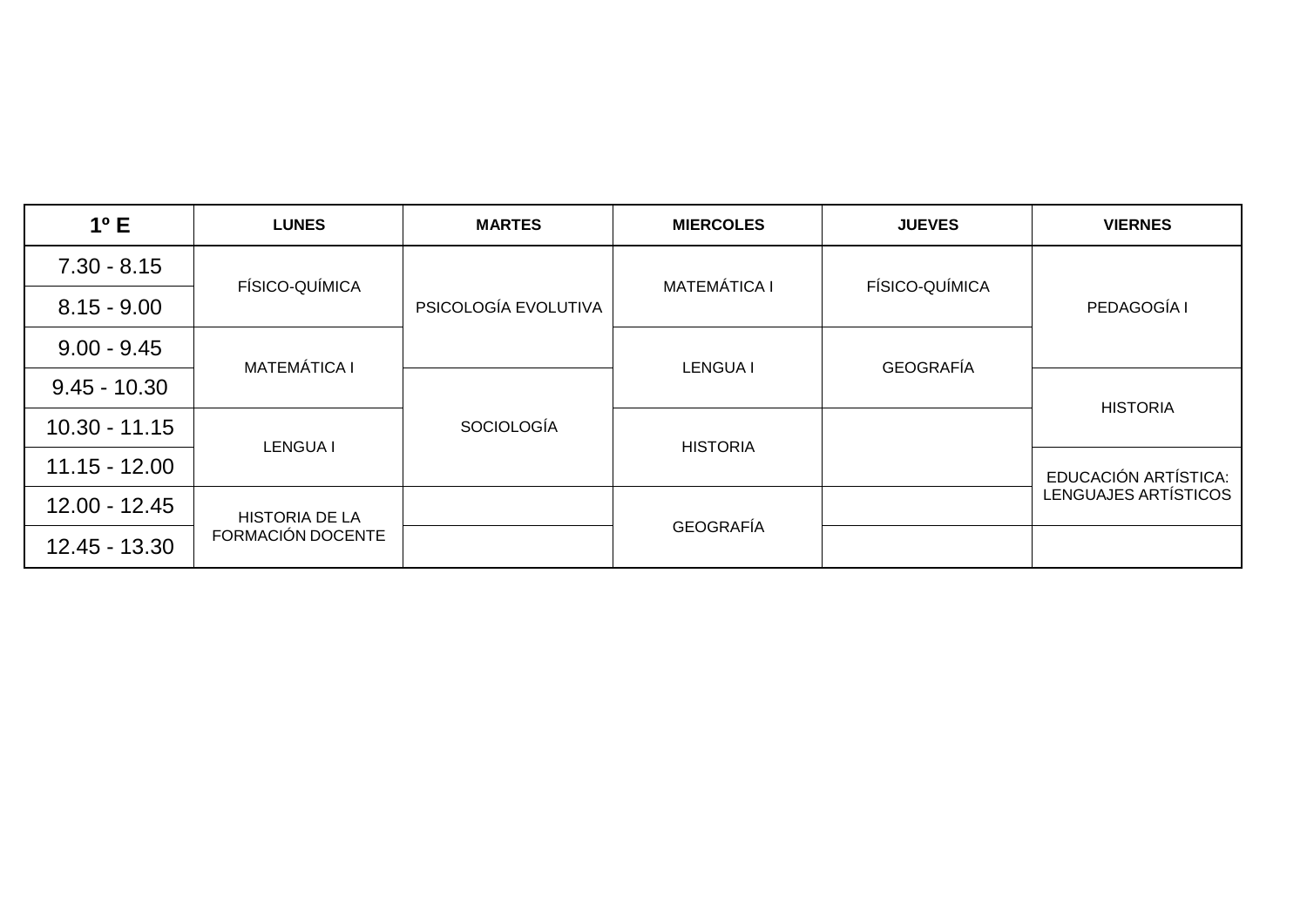| 1º E | LUNES | MARTES | MIERCOLES | JUEVES | VIERNES |
|---|---|---|---|---|---|
| 7.30 - 8.15 | FÍSICO-QUÍMICA | PSICOLOGÍA EVOLUTIVA | MATEMÁTICA I | FÍSICO-QUÍMICA | PEDAGOGÍA I |
| 8.15 - 9.00 | FÍSICO-QUÍMICA | PSICOLOGÍA EVOLUTIVA | MATEMÁTICA I | FÍSICO-QUÍMICA | PEDAGOGÍA I |
| 9.00 - 9.45 | MATEMÁTICA I | PSICOLOGÍA EVOLUTIVA | LENGUA I | GEOGRAFÍA | PEDAGOGÍA I |
| 9.45 - 10.30 | MATEMÁTICA I | SOCIOLOGÍA | LENGUA I | GEOGRAFÍA | HISTORIA |
| 10.30 - 11.15 | LENGUA I | SOCIOLOGÍA | HISTORIA | | HISTORIA |
| 11.15 - 12.00 | LENGUA I | SOCIOLOGÍA | HISTORIA | | EDUCACIÓN ARTÍSTICA: LENGUAJES ARTÍSTICOS |
| 12.00 - 12.45 | HISTORIA DE LA FORMACIÓN DOCENTE | | GEOGRAFÍA | | EDUCACIÓN ARTÍSTICA: LENGUAJES ARTÍSTICOS |
| 12.45 - 13.30 | HISTORIA DE LA FORMACIÓN DOCENTE | | GEOGRAFÍA | | |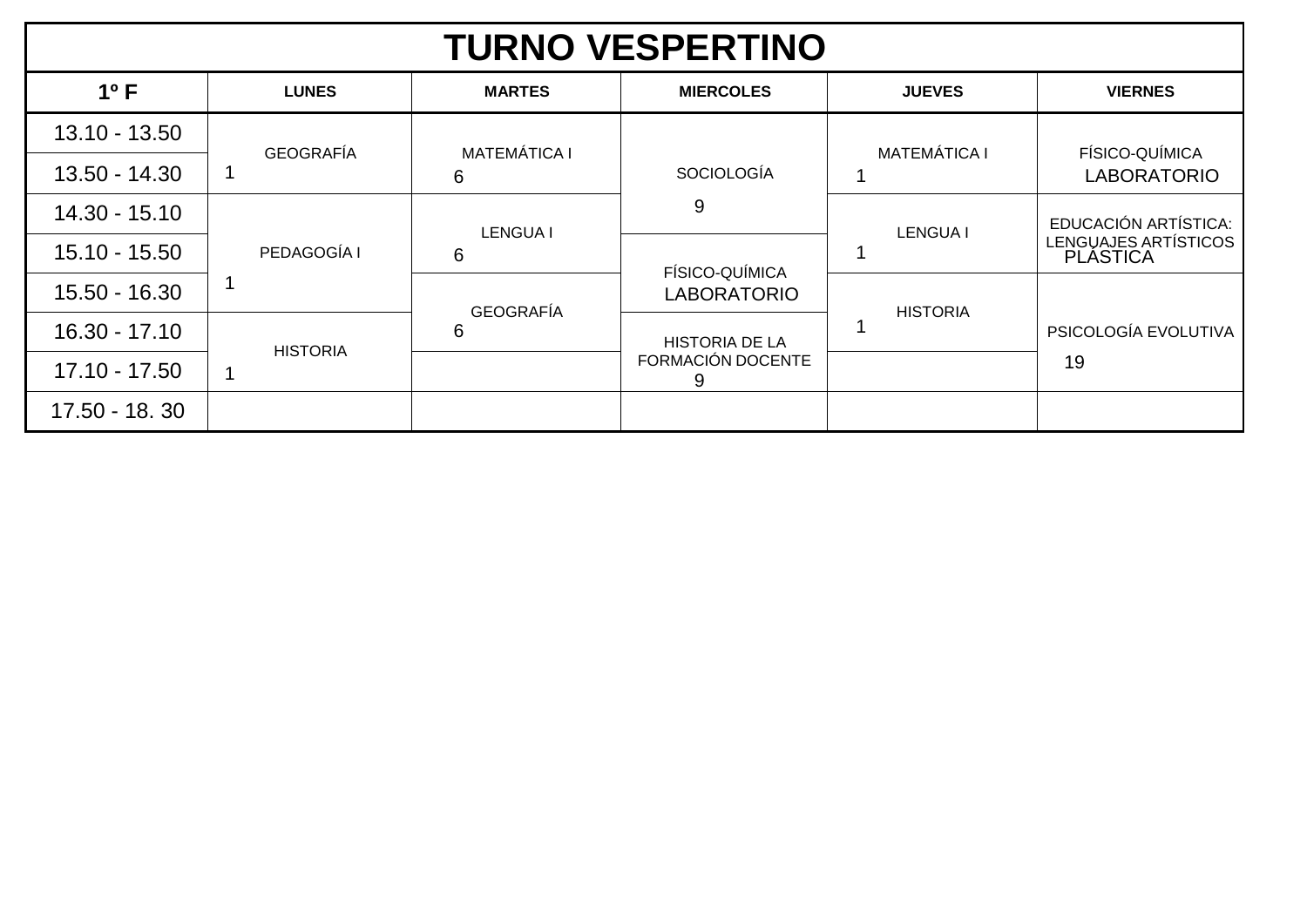# TURNO VESPERTINO

| 1º F | LUNES | MARTES | MIERCOLES | JUEVES | VIERNES |
|---|---|---|---|---|---|
| 13.10 - 13.50 | GEOGRAFÍA 1 | MATEMÁTICA I 6 | SOCIOLOGÍA 9 | MATEMÁTICA I 1 | FÍSICO-QUÍMICA LABORATORIO |
| 13.50 - 14.30 | | | | | |
| 14.30 - 15.10 | PEDAGOGÍA I 1 | LENGUA I 6 | | LENGUA I 1 | EDUCACIÓN ARTÍSTICA: LENGUAJES ARTÍSTICOS PLÁSTICA |
| 15.10 - 15.50 | | | FÍSICO-QUÍMICA LABORATORIO | | |
| 15.50 - 16.30 | | GEOGRAFÍA 6 | | HISTORIA 1 | PSICOLOGÍA EVOLUTIVA 19 |
| 16.30 - 17.10 | HISTORIA 1 | | HISTORIA DE LA FORMACIÓN DOCENTE 9 | | |
| 17.10 - 17.50 | | | | | |
| 17.50 - 18. 30 | | | | | |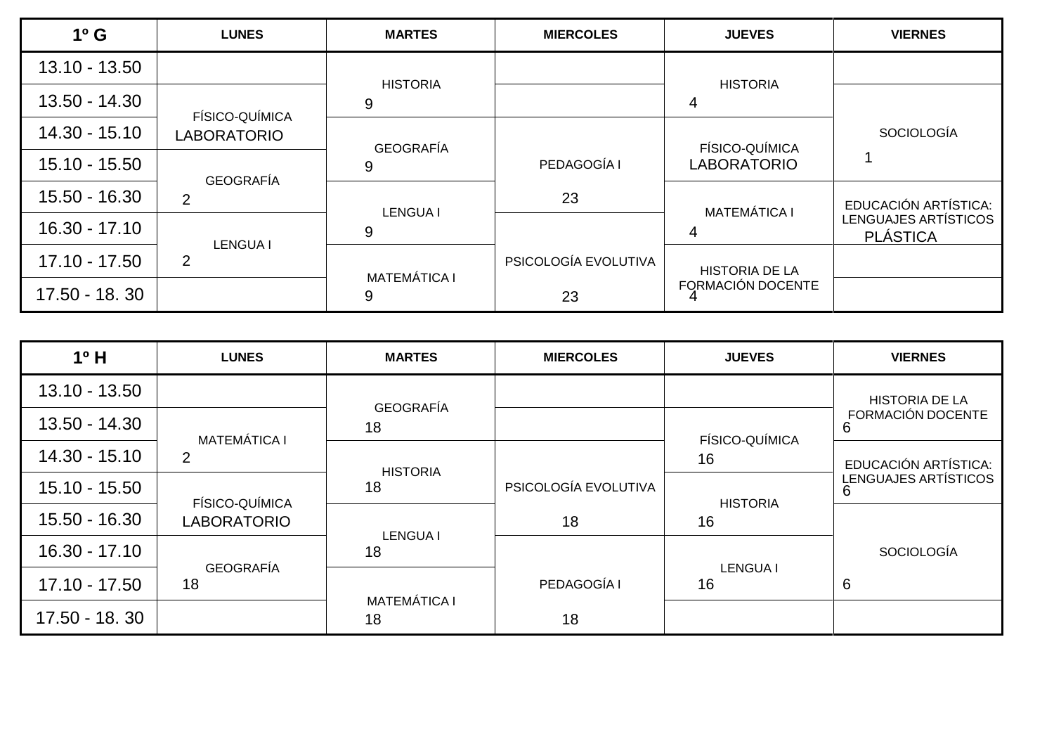| 1º G | LUNES | MARTES | MIERCOLES | JUEVES | VIERNES |
|---|---|---|---|---|---|
| 13.10 - 13.50 | | HISTORIA 9 | | HISTORIA 4 | |
| 13.50 - 14.30 | FÍSICO-QUÍMICA LABORATORIO | HISTORIA 9 | | HISTORIA 4 | SOCIOLOGÍA 1 |
| 14.30 - 15.10 | FÍSICO-QUÍMICA LABORATORIO | GEOGRAFÍA 9 | PEDAGOGÍA I 23 | FÍSICO-QUÍMICA LABORATORIO | SOCIOLOGÍA 1 |
| 15.10 - 15.50 | GEOGRAFÍA 2 | GEOGRAFÍA 9 | PEDAGOGÍA I 23 | FÍSICO-QUÍMICA LABORATORIO | SOCIOLOGÍA 1 |
| 15.50 - 16.30 | GEOGRAFÍA 2 | LENGUA I 9 | PEDAGOGÍA I 23 | MATEMÁTICA I 4 | EDUCACIÓN ARTÍSTICA: LENGUAJES ARTÍSTICOS PLÁSTICA |
| 16.30 - 17.10 | LENGUA I 2 | LENGUA I 9 | PSICOLOGÍA EVOLUTIVA 23 | MATEMÁTICA I 4 | EDUCACIÓN ARTÍSTICA: LENGUAJES ARTÍSTICOS PLÁSTICA |
| 17.10 - 17.50 | LENGUA I 2 | MATEMÁTICA I 9 | PSICOLOGÍA EVOLUTIVA 23 | HISTORIA DE LA FORMACIÓN DOCENTE 4 | |
| 17.50 - 18. 30 | | MATEMÁTICA I 9 | PSICOLOGÍA EVOLUTIVA 23 | HISTORIA DE LA FORMACIÓN DOCENTE 4 | |

| 1º H | LUNES | MARTES | MIERCOLES | JUEVES | VIERNES |
|---|---|---|---|---|---|
| 13.10 - 13.50 | | GEOGRAFÍA 18 | | | HISTORIA DE LA FORMACIÓN DOCENTE 6 |
| 13.50 - 14.30 | MATEMÁTICA I 2 | GEOGRAFÍA 18 | | FÍSICO-QUÍMICA 16 | HISTORIA DE LA FORMACIÓN DOCENTE 6 |
| 14.30 - 15.10 | MATEMÁTICA I 2 | HISTORIA 18 | PSICOLOGÍA EVOLUTIVA 18 | FÍSICO-QUÍMICA 16 | EDUCACIÓN ARTÍSTICA: LENGUAJES ARTÍSTICOS 6 |
| 15.10 - 15.50 | FÍSICO-QUÍMICA LABORATORIO | HISTORIA 18 | PSICOLOGÍA EVOLUTIVA 18 | HISTORIA 16 | EDUCACIÓN ARTÍSTICA: LENGUAJES ARTÍSTICOS 6 |
| 15.50 - 16.30 | FÍSICO-QUÍMICA LABORATORIO | LENGUA I 18 | PSICOLOGÍA EVOLUTIVA 18 | HISTORIA 16 | SOCIOLOGÍA 6 |
| 16.30 - 17.10 | GEOGRAFÍA 18 | LENGUA I 18 | PEDAGOGÍA I 18 | LENGUA I 16 | SOCIOLOGÍA 6 |
| 17.10 - 17.50 | GEOGRAFÍA 18 | MATEMÁTICA I 18 | PEDAGOGÍA I 18 | LENGUA I 16 | SOCIOLOGÍA 6 |
| 17.50 - 18. 30 | | MATEMÁTICA I 18 | PEDAGOGÍA I 18 | | |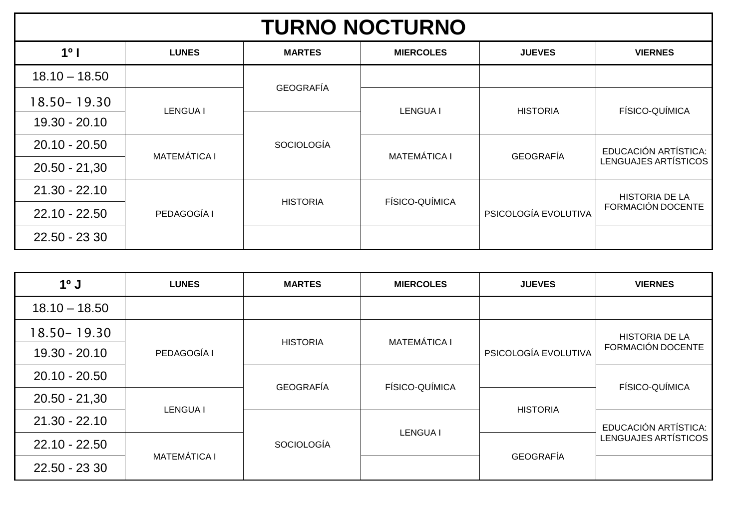# TURNO NOCTURNO

| 1º I | LUNES | MARTES | MIERCOLES | JUEVES | VIERNES |
|---|---|---|---|---|---|
| 18.10 – 18.50 | | GEOGRAFÍA | | | |
| 18.50– 19.30 | LENGUA I | GEOGRAFÍA | LENGUA I | HISTORIA | FÍSICO-QUÍMICA |
| 19.30 - 20.10 | LENGUA I | SOCIOLOGÍA | LENGUA I | HISTORIA | FÍSICO-QUÍMICA |
| 20.10 - 20.50 | MATEMÁTICA I | SOCIOLOGÍA | MATEMÁTICA I | GEOGRAFÍA | EDUCACIÓN ARTÍSTICA: LENGUAJES ARTÍSTICOS |
| 20.50 - 21,30 | MATEMÁTICA I | SOCIOLOGÍA | MATEMÁTICA I | GEOGRAFÍA | EDUCACIÓN ARTÍSTICA: LENGUAJES ARTÍSTICOS |
| 21.30 - 22.10 | PEDAGOGÍA I | HISTORIA | FÍSICO-QUÍMICA | PSICOLOGÍA EVOLUTIVA | HISTORIA DE LA FORMACIÓN DOCENTE |
| 22.10 - 22.50 | PEDAGOGÍA I | HISTORIA | FÍSICO-QUÍMICA | PSICOLOGÍA EVOLUTIVA | HISTORIA DE LA FORMACIÓN DOCENTE |
| 22.50 - 23 30 | PEDAGOGÍA I | | | PSICOLOGÍA EVOLUTIVA | |

| 1º J | LUNES | MARTES | MIERCOLES | JUEVES | VIERNES |
|---|---|---|---|---|---|
| 18.10 – 18.50 | | | | | |
| 18.50– 19.30 | PEDAGOGÍA I | HISTORIA | MATEMÁTICA I | PSICOLOGÍA EVOLUTIVA | HISTORIA DE LA FORMACIÓN DOCENTE |
| 19.30 - 20.10 | PEDAGOGÍA I | HISTORIA | MATEMÁTICA I | PSICOLOGÍA EVOLUTIVA | HISTORIA DE LA FORMACIÓN DOCENTE |
| 20.10 - 20.50 | PEDAGOGÍA I | GEOGRAFÍA | FÍSICO-QUÍMICA | PSICOLOGÍA EVOLUTIVA | FÍSICO-QUÍMICA |
| 20.50 - 21,30 | LENGUA I | GEOGRAFÍA | FÍSICO-QUÍMICA | HISTORIA | FÍSICO-QUÍMICA |
| 21.30 - 22.10 | LENGUA I | SOCIOLOGÍA | LENGUA I | HISTORIA | EDUCACIÓN ARTÍSTICA: LENGUAJES ARTÍSTICOS |
| 22.10 - 22.50 | MATEMÁTICA I | SOCIOLOGÍA | LENGUA I | GEOGRAFÍA | EDUCACIÓN ARTÍSTICA: LENGUAJES ARTÍSTICOS |
| 22.50 - 23 30 | MATEMÁTICA I | SOCIOLOGÍA | | GEOGRAFÍA | |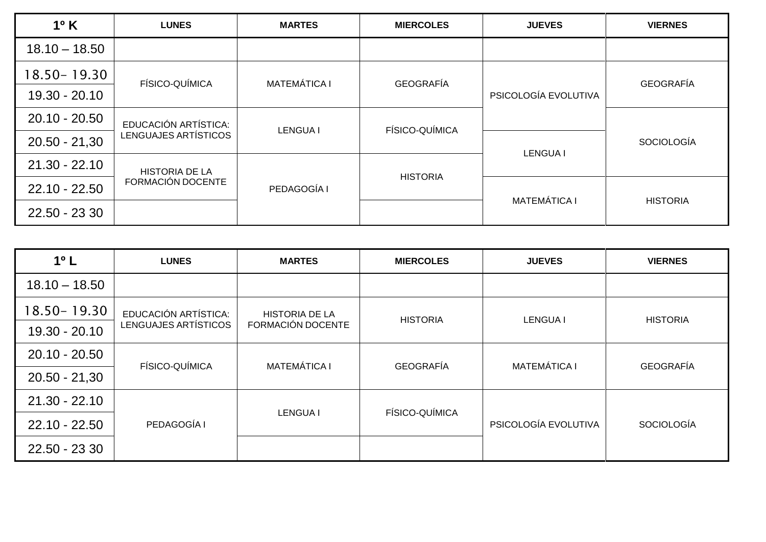| 1º K | LUNES | MARTES | MIERCOLES | JUEVES | VIERNES |
|---|---|---|---|---|---|
| 18.10 – 18.50 | | | | | |
| 18.50– 19.30 | FÍSICO-QUÍMICA | MATEMÁTICA I | GEOGRAFÍA | PSICOLOGÍA EVOLUTIVA | GEOGRAFÍA |
| 19.30 - 20.10 | FÍSICO-QUÍMICA | MATEMÁTICA I | GEOGRAFÍA | PSICOLOGÍA EVOLUTIVA | GEOGRAFÍA |
| 20.10 - 20.50 | EDUCACIÓN ARTÍSTICA: LENGUAJES ARTÍSTICOS | LENGUA I | FÍSICO-QUÍMICA | PSICOLOGÍA EVOLUTIVA | SOCIOLOGÍA |
| 20.50 - 21,30 | EDUCACIÓN ARTÍSTICA: LENGUAJES ARTÍSTICOS | LENGUA I | FÍSICO-QUÍMICA | LENGUA I | SOCIOLOGÍA |
| 21.30 - 22.10 | HISTORIA DE LA FORMACIÓN DOCENTE | PEDAGOGÍA I | HISTORIA | LENGUA I | SOCIOLOGÍA |
| 22.10 - 22.50 | HISTORIA DE LA FORMACIÓN DOCENTE | PEDAGOGÍA I | HISTORIA | MATEMÁTICA I | HISTORIA |
| 22.50 - 23 30 | | PEDAGOGÍA I | | MATEMÁTICA I | HISTORIA |

| 1º L | LUNES | MARTES | MIERCOLES | JUEVES | VIERNES |
|---|---|---|---|---|---|
| 18.10 – 18.50 | | | | | |
| 18.50– 19.30 | EDUCACIÓN ARTÍSTICA: LENGUAJES ARTÍSTICOS | HISTORIA DE LA FORMACIÓN DOCENTE | HISTORIA | LENGUA I | HISTORIA |
| 19.30 - 20.10 | EDUCACIÓN ARTÍSTICA: LENGUAJES ARTÍSTICOS | HISTORIA DE LA FORMACIÓN DOCENTE | HISTORIA | LENGUA I | HISTORIA |
| 20.10 - 20.50 | FÍSICO-QUÍMICA | MATEMÁTICA I | GEOGRAFÍA | MATEMÁTICA I | GEOGRAFÍA |
| 20.50 - 21,30 | FÍSICO-QUÍMICA | MATEMÁTICA I | GEOGRAFÍA | MATEMÁTICA I | GEOGRAFÍA |
| 21.30 - 22.10 | PEDAGOGÍA I | LENGUA I | FÍSICO-QUÍMICA | PSICOLOGÍA EVOLUTIVA | SOCIOLOGÍA |
| 22.10 - 22.50 | PEDAGOGÍA I | LENGUA I | FÍSICO-QUÍMICA | PSICOLOGÍA EVOLUTIVA | SOCIOLOGÍA |
| 22.50 - 23 30 | PEDAGOGÍA I | | | PSICOLOGÍA EVOLUTIVA | SOCIOLOGÍA |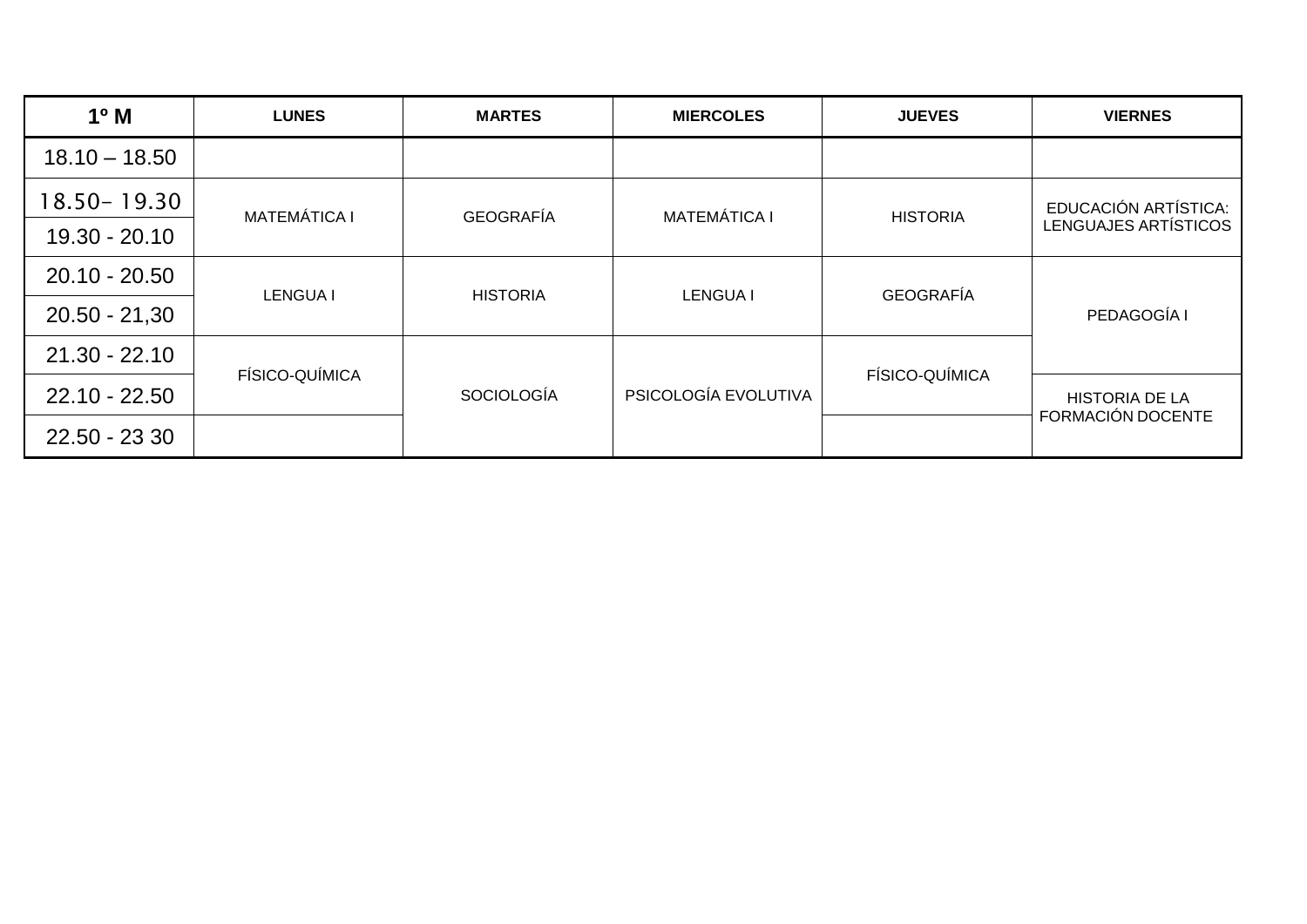| 1º M | LUNES | MARTES | MIERCOLES | JUEVES | VIERNES |
|---|---|---|---|---|---|
| 18.10 – 18.50 | | | | | |
| 18.50– 19.30 | MATEMÁTICA I | GEOGRAFÍA | MATEMÁTICA I | HISTORIA | EDUCACIÓN ARTÍSTICA: LENGUAJES ARTÍSTICOS |
| 19.30 - 20.10 | MATEMÁTICA I | GEOGRAFÍA | MATEMÁTICA I | HISTORIA | EDUCACIÓN ARTÍSTICA: LENGUAJES ARTÍSTICOS |
| 20.10 - 20.50 | LENGUA I | HISTORIA | LENGUA I | GEOGRAFÍA | PEDAGOGÍA I |
| 20.50 - 21,30 | LENGUA I | HISTORIA | LENGUA I | GEOGRAFÍA | PEDAGOGÍA I |
| 21.30 - 22.10 | FÍSICO-QUÍMICA | SOCIOLOGÍA | PSICOLOGÍA EVOLUTIVA | FÍSICO-QUÍMICA | PEDAGOGÍA I |
| 22.10 - 22.50 | FÍSICO-QUÍMICA | SOCIOLOGÍA | PSICOLOGÍA EVOLUTIVA | FÍSICO-QUÍMICA | HISTORIA DE LA FORMACIÓN DOCENTE |
| 22.50 - 23 30 | | SOCIOLOGÍA | PSICOLOGÍA EVOLUTIVA | | HISTORIA DE LA FORMACIÓN DOCENTE |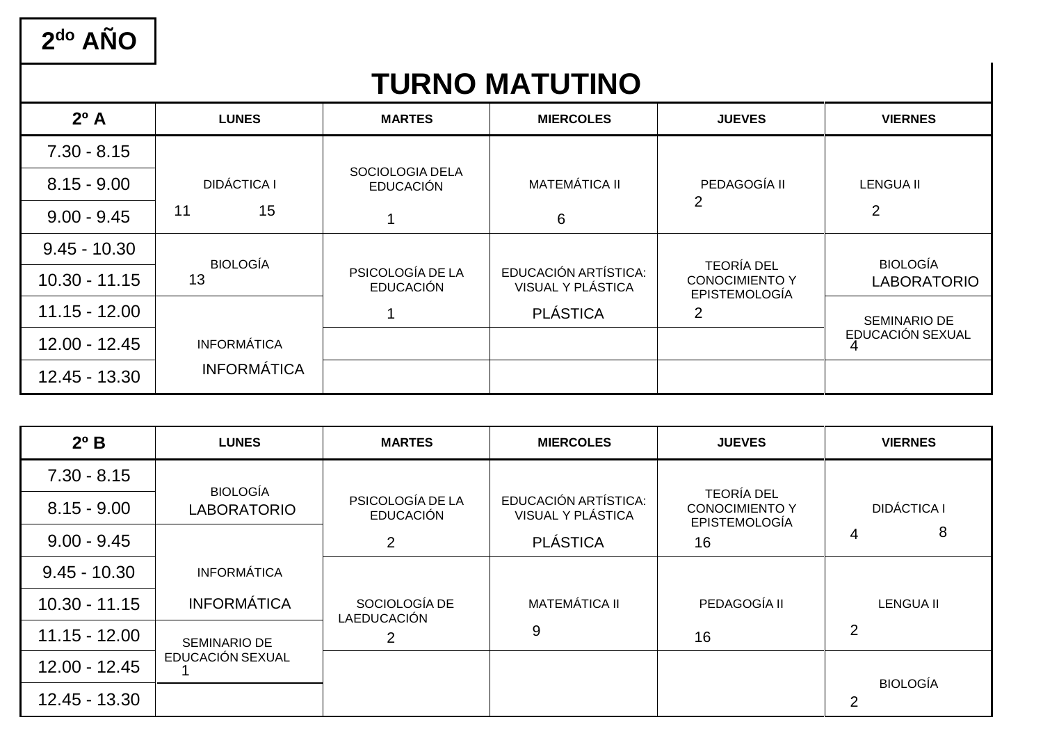# 2do AÑO

## TURNO MATUTINO

| 2º A | LUNES | MARTES | MIERCOLES | JUEVES | VIERNES |
|---|---|---|---|---|---|
| 7.30 - 8.15 | DIDÁCTICA I 11 15 | SOCIOLOGIA DELA EDUCACIÓN 1 | MATEMÁTICA II 6 | PEDAGOGÍA II 2 | LENGUA II 2 |
| 8.15 - 9.00 | | | | | |
| 9.00 - 9.45 | | | | | |
| 9.45 - 10.30 | BIOLOGÍA 13 | PSICOLOGÍA DE LA EDUCACIÓN 1 | EDUCACIÓN ARTÍSTICA: VISUAL Y PLÁSTICA PLÁSTICA | TEORÍA DEL CONOCIMIENTO Y EPISTEMOLOGÍA 2 | BIOLOGÍA LABORATORIO |
| 10.30 - 11.15 | | | | | |
| 11.15 - 12.00 | INFORMÁTICA INFORMÁTICA | | | | SEMINARIO DE EDUCACIÓN SEXUAL 4 |
| 12.00 - 12.45 | | | | | |
| 12.45 - 13.30 | | | | | |

| 2º B | LUNES | MARTES | MIERCOLES | JUEVES | VIERNES |
|---|---|---|---|---|---|
| 7.30 - 8.15 | BIOLOGÍA LABORATORIO | PSICOLOGÍA DE LA EDUCACIÓN 2 | EDUCACIÓN ARTÍSTICA: VISUAL Y PLÁSTICA PLÁSTICA | TEORÍA DEL CONOCIMIENTO Y EPISTEMOLOGÍA 16 | DIDÁCTICA I 4 8 |
| 8.15 - 9.00 | | | | | |
| 9.00 - 9.45 | INFORMÁTICA INFORMÁTICA | | | | |
| 9.45 - 10.30 | | SOCIOLOGÍA DE LAEDUCACIÓN 2 | MATEMÁTICA II 9 | PEDAGOGÍA II 16 | LENGUA II 2 |
| 10.30 - 11.15 | | | | | |
| 11.15 - 12.00 | SEMINARIO DE EDUCACIÓN SEXUAL 1 | | | | |
| 12.00 - 12.45 | | | | | BIOLOGÍA 2 |
| 12.45 - 13.30 | | | | | |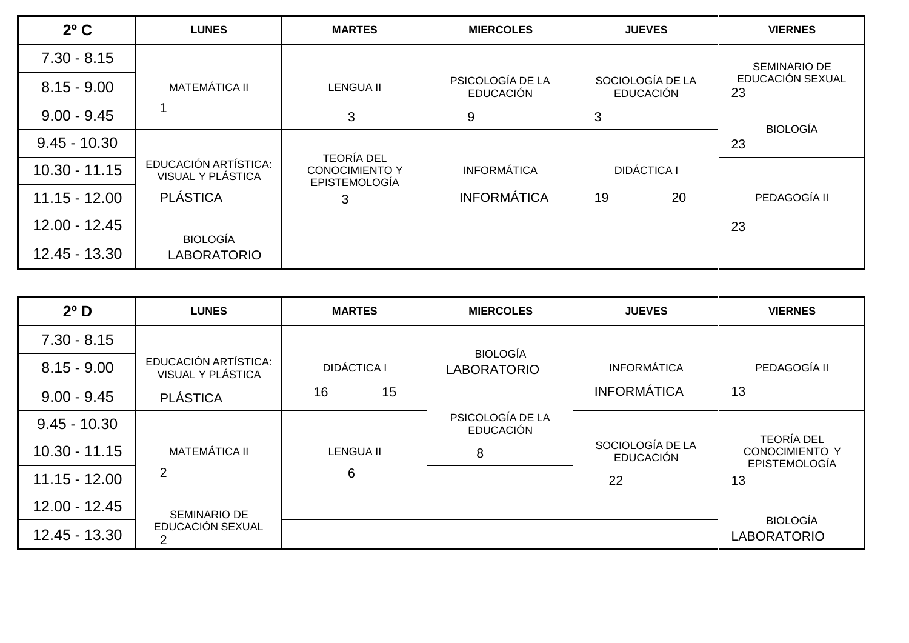| 2º C | LUNES | MARTES | MIERCOLES | JUEVES | VIERNES |
|---|---|---|---|---|---|
| 7.30 - 8.15 | MATEMÁTICA II 1 | LENGUA II 3 | PSICOLOGÍA DE LA EDUCACIÓN 9 | SOCIOLOGÍA DE LA EDUCACIÓN 3 | SEMINARIO DE EDUCACIÓN SEXUAL 23 |
| 8.15 - 9.00 | | | | | |
| 9.00 - 9.45 | | | | | BIOLOGÍA 23 |
| 9.45 - 10.30 | EDUCACIÓN ARTÍSTICA: VISUAL Y PLÁSTICA PLÁSTICA | TEORÍA DEL CONOCIMIENTO Y EPISTEMOLOGÍA 3 | INFORMÁTICA INFORMÁTICA | DIDÁCTICA I 19 20 | |
| 10.30 - 11.15 | | | | | PEDAGOGÍA II 23 |
| 11.15 - 12.00 | | | | | |
| 12.00 - 12.45 | BIOLOGÍA LABORATORIO | | | | |
| 12.45 - 13.30 | | | | | |

| 2º D | LUNES | MARTES | MIERCOLES | JUEVES | VIERNES |
|---|---|---|---|---|---|
| 7.30 - 8.15 | EDUCACIÓN ARTÍSTICA: VISUAL Y PLÁSTICA PLÁSTICA | DIDÁCTICA I 16 15 | BIOLOGÍA LABORATORIO | INFORMÁTICA INFORMÁTICA | PEDAGOGÍA II 13 |
| 8.15 - 9.00 | | | | | |
| 9.00 - 9.45 | | | PSICOLOGÍA DE LA EDUCACIÓN 8 | | |
| 9.45 - 10.30 | MATEMÁTICA II 2 | LENGUA II 6 | | SOCIOLOGÍA DE LA EDUCACIÓN 22 | TEORÍA DEL CONOCIMIENTO Y EPISTEMOLOGÍA 13 |
| 10.30 - 11.15 | | | | | |
| 11.15 - 12.00 | | | | | |
| 12.00 - 12.45 | SEMINARIO DE EDUCACIÓN SEXUAL 2 | | | | BIOLOGÍA LABORATORIO |
| 12.45 - 13.30 | | | | | |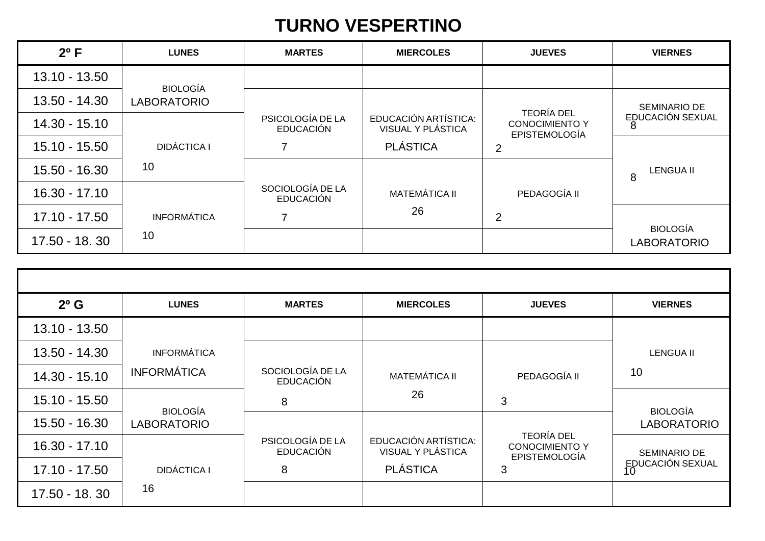# TURNO VESPERTINO

| 2º F | LUNES | MARTES | MIERCOLES | JUEVES | VIERNES |
|---|---|---|---|---|---|
| 13.10 - 13.50 | BIOLOGÍA LABORATORIO | | | | |
| 13.50 - 14.30 | | PSICOLOGÍA DE LA EDUCACIÓN 7 | EDUCACIÓN ARTÍSTICA: VISUAL Y PLÁSTICA PLÁSTICA | TEORÍA DEL CONOCIMIENTO Y EPISTEMOLOGÍA 2 | SEMINARIO DE EDUCACIÓN SEXUAL 8 |
| 14.30 - 15.10 | DIDÁCTICA I 10 | | | | |
| 15.10 - 15.50 | | | | | LENGUA II 8 |
| 15.50 - 16.30 | | SOCIOLOGÍA DE LA EDUCACIÓN 7 | MATEMÁTICA II 26 | PEDAGOGÍA II 2 | |
| 16.30 - 17.10 | INFORMÁTICA 10 | | | | |
| 17.10 - 17.50 | | | | | BIOLOGÍA LABORATORIO |
| 17.50 - 18. 30 | | | | | |

| 2º G | LUNES | MARTES | MIERCOLES | JUEVES | VIERNES |
|---|---|---|---|---|---|
| 13.10 - 13.50 | INFORMÁTICA INFORMÁTICA | | | | LENGUA II 10 |
| 13.50 - 14.30 | | SOCIOLOGÍA DE LA EDUCACIÓN 8 | MATEMÁTICA II 26 | PEDAGOGÍA II 3 | |
| 14.30 - 15.10 | | | | | |
| 15.10 - 15.50 | BIOLOGÍA LABORATORIO | | | | BIOLOGÍA LABORATORIO |
| 15.50 - 16.30 | | PSICOLOGÍA DE LA EDUCACIÓN 8 | EDUCACIÓN ARTÍSTICA: VISUAL Y PLÁSTICA PLÁSTICA | TEORÍA DEL CONOCIMIENTO Y EPISTEMOLOGÍA 3 | |
| 16.30 - 17.10 | DIDÁCTICA I 16 | | | | SEMINARIO DE EDUCACIÓN SEXUAL 10 |
| 17.10 - 17.50 | | | | | |
| 17.50 - 18. 30 | | | | | |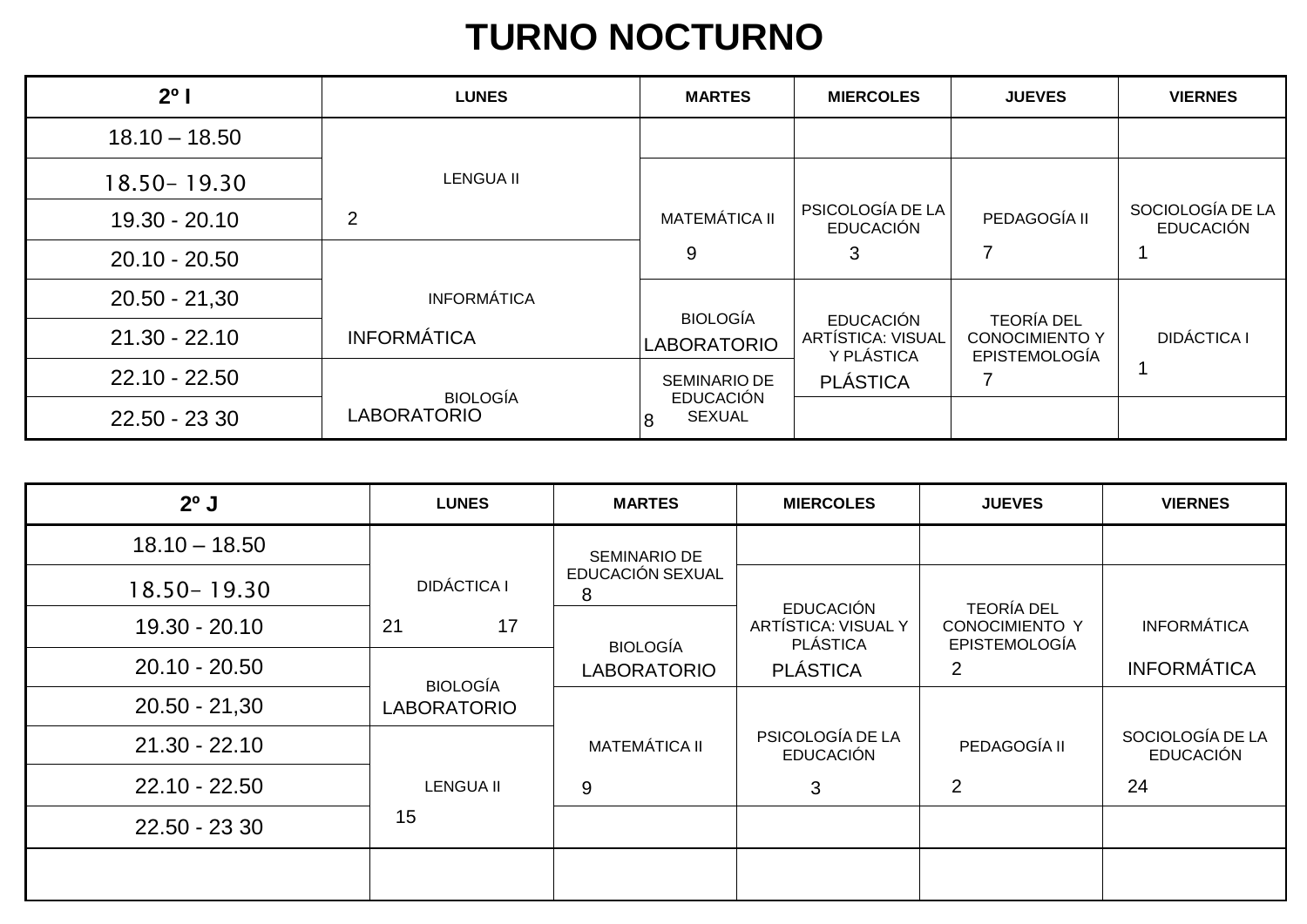# TURNO NOCTURNO

| 2º I | LUNES | MARTES | MIERCOLES | JUEVES | VIERNES |
|---|---|---|---|---|---|
| 18.10 – 18.50 | LENGUA II 2 | | | | |
| 18.50– 19.30 | LENGUA II 2 | MATEMÁTICA II 9 | PSICOLOGÍA DE LA EDUCACIÓN 3 | PEDAGOGÍA II 7 | SOCIOLOGÍA DE LA EDUCACIÓN 1 |
| 19.30 - 20.10 | LENGUA II 2 | MATEMÁTICA II 9 | PSICOLOGÍA DE LA EDUCACIÓN 3 | PEDAGOGÍA II 7 | SOCIOLOGÍA DE LA EDUCACIÓN 1 |
| 20.10 - 20.50 | INFORMÁTICA INFORMÁTICA | MATEMÁTICA II 9 | PSICOLOGÍA DE LA EDUCACIÓN 3 | PEDAGOGÍA II 7 | SOCIOLOGÍA DE LA EDUCACIÓN 1 |
| 20.50 - 21,30 | INFORMÁTICA INFORMÁTICA | BIOLOGÍA LABORATORIO | EDUCACIÓN ARTÍSTICA: VISUAL Y PLÁSTICA PLÁSTICA | TEORÍA DEL CONOCIMIENTO Y EPISTEMOLOGÍA 7 | DIDÁCTICA I 1 |
| 21.30 - 22.10 | INFORMÁTICA INFORMÁTICA | BIOLOGÍA LABORATORIO | EDUCACIÓN ARTÍSTICA: VISUAL Y PLÁSTICA PLÁSTICA | TEORÍA DEL CONOCIMIENTO Y EPISTEMOLOGÍA 7 | DIDÁCTICA I 1 |
| 22.10 - 22.50 | BIOLOGÍA LABORATORIO | SEMINARIO DE EDUCACIÓN SEXUAL 8 | EDUCACIÓN ARTÍSTICA: VISUAL Y PLÁSTICA PLÁSTICA | TEORÍA DEL CONOCIMIENTO Y EPISTEMOLOGÍA 7 | DIDÁCTICA I 1 |
| 22.50 - 23 30 | BIOLOGÍA LABORATORIO | SEMINARIO DE EDUCACIÓN SEXUAL 8 | | | |

| 2º J | LUNES | MARTES | MIERCOLES | JUEVES | VIERNES |
|---|---|---|---|---|---|
| 18.10 – 18.50 | DIDÁCTICA I 21 17 | SEMINARIO DE EDUCACIÓN SEXUAL 8 | | | |
| 18.50– 19.30 | DIDÁCTICA I 21 17 | SEMINARIO DE EDUCACIÓN SEXUAL 8 | EDUCACIÓN ARTÍSTICA: VISUAL Y PLÁSTICA PLÁSTICA | TEORÍA DEL CONOCIMIENTO Y EPISTEMOLOGÍA 2 | INFORMÁTICA INFORMÁTICA |
| 19.30 - 20.10 | DIDÁCTICA I 21 17 | BIOLOGÍA LABORATORIO | EDUCACIÓN ARTÍSTICA: VISUAL Y PLÁSTICA PLÁSTICA | TEORÍA DEL CONOCIMIENTO Y EPISTEMOLOGÍA 2 | INFORMÁTICA INFORMÁTICA |
| 20.10 - 20.50 | BIOLOGÍA LABORATORIO | BIOLOGÍA LABORATORIO | EDUCACIÓN ARTÍSTICA: VISUAL Y PLÁSTICA PLÁSTICA | TEORÍA DEL CONOCIMIENTO Y EPISTEMOLOGÍA 2 | INFORMÁTICA INFORMÁTICA |
| 20.50 - 21,30 | BIOLOGÍA LABORATORIO | MATEMÁTICA II 9 | PSICOLOGÍA DE LA EDUCACIÓN 3 | PEDAGOGÍA II 2 | SOCIOLOGÍA DE LA EDUCACIÓN 24 |
| 21.30 - 22.10 | LENGUA II 15 | MATEMÁTICA II 9 | PSICOLOGÍA DE LA EDUCACIÓN 3 | PEDAGOGÍA II 2 | SOCIOLOGÍA DE LA EDUCACIÓN 24 |
| 22.10 - 22.50 | LENGUA II 15 | MATEMÁTICA II 9 | PSICOLOGÍA DE LA EDUCACIÓN 3 | PEDAGOGÍA II 2 | SOCIOLOGÍA DE LA EDUCACIÓN 24 |
| 22.50 - 23 30 | LENGUA II 15 | | | | |
| | | | | | |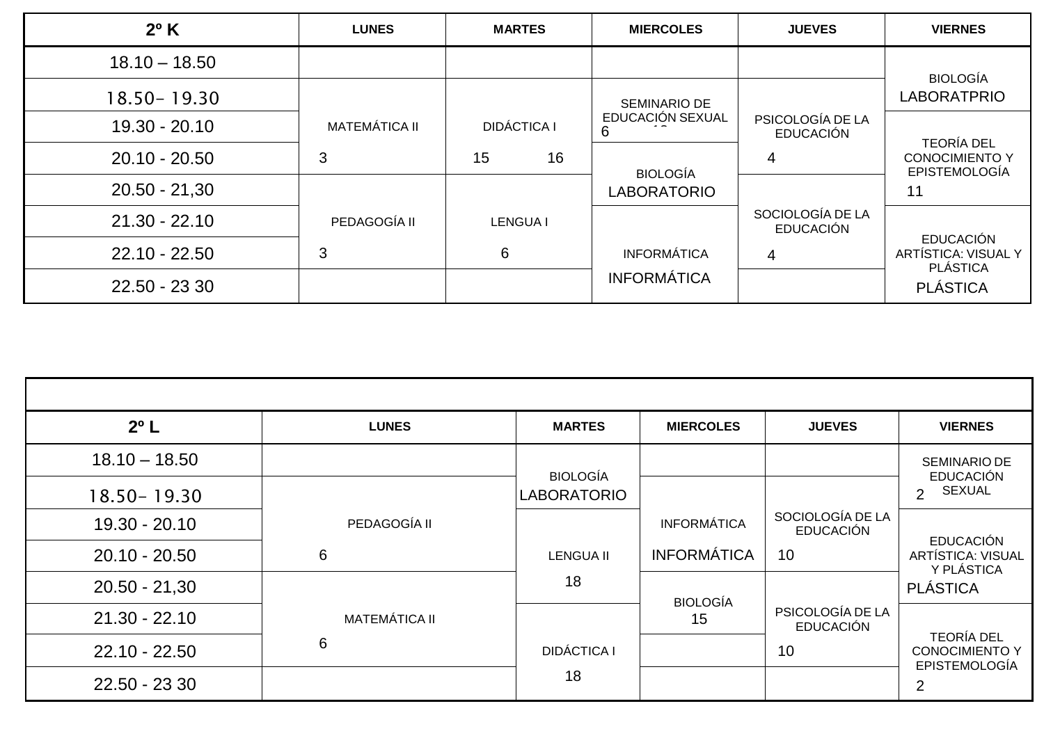| 2º K | LUNES | MARTES | MIERCOLES | JUEVES | VIERNES |
|---|---|---|---|---|---|
| 18.10 – 18.50 | | | | | BIOLOGÍA LABORATPRIO |
| 18.50- 19.30 | MATEMÁTICA II 3 | DIDÁCTICA I 15 16 | SEMINARIO DE EDUCACIÓN SEXUAL 6 | PSICOLOGÍA DE LA EDUCACIÓN 4 | BIOLOGÍA LABORATPRIO |
| 19.30 - 20.10 | MATEMÁTICA II 3 | DIDÁCTICA I 15 16 | SEMINARIO DE EDUCACIÓN SEXUAL 6 | PSICOLOGÍA DE LA EDUCACIÓN 4 | TEORÍA DEL CONOCIMIENTO Y EPISTEMOLOGÍA 11 |
| 20.10 - 20.50 | MATEMÁTICA II 3 | DIDÁCTICA I 15 16 | BIOLOGÍA LABORATORIO | PSICOLOGÍA DE LA EDUCACIÓN 4 | TEORÍA DEL CONOCIMIENTO Y EPISTEMOLOGÍA 11 |
| 20.50 - 21,30 | PEDAGOGÍA II 3 | LENGUA I 6 | BIOLOGÍA LABORATORIO | SOCIOLOGÍA DE LA EDUCACIÓN 4 | TEORÍA DEL CONOCIMIENTO Y EPISTEMOLOGÍA 11 |
| 21.30 - 22.10 | PEDAGOGÍA II 3 | LENGUA I 6 | INFORMÁTICA INFORMÁTICA | SOCIOLOGÍA DE LA EDUCACIÓN 4 | EDUCACIÓN ARTÍSTICA: VISUAL Y PLÁSTICA PLÁSTICA |
| 22.10 - 22.50 | PEDAGOGÍA II 3 | LENGUA I 6 | INFORMÁTICA INFORMÁTICA | SOCIOLOGÍA DE LA EDUCACIÓN 4 | EDUCACIÓN ARTÍSTICA: VISUAL Y PLÁSTICA PLÁSTICA |
| 22.50 - 23 30 | | | INFORMÁTICA INFORMÁTICA | | EDUCACIÓN ARTÍSTICA: VISUAL Y PLÁSTICA PLÁSTICA |

| 2º L | LUNES | MARTES | MIERCOLES | JUEVES | VIERNES |
|---|---|---|---|---|---|
| 18.10 – 18.50 | | BIOLOGÍA LABORATORIO | | | SEMINARIO DE EDUCACIÓN SEXUAL 2 |
| 18.50- 19.30 | PEDAGOGÍA II 6 | BIOLOGÍA LABORATORIO | INFORMÁTICA INFORMÁTICA | SOCIOLOGÍA DE LA EDUCACIÓN 10 | SEMINARIO DE EDUCACIÓN SEXUAL 2 |
| 19.30 - 20.10 | PEDAGOGÍA II 6 | LENGUA II 18 | INFORMÁTICA INFORMÁTICA | SOCIOLOGÍA DE LA EDUCACIÓN 10 | EDUCACIÓN ARTÍSTICA: VISUAL Y PLÁSTICA PLÁSTICA |
| 20.10 - 20.50 | PEDAGOGÍA II 6 | LENGUA II 18 | INFORMÁTICA INFORMÁTICA | SOCIOLOGÍA DE LA EDUCACIÓN 10 | EDUCACIÓN ARTÍSTICA: VISUAL Y PLÁSTICA PLÁSTICA |
| 20.50 - 21,30 | MATEMÁTICA II 6 | LENGUA II 18 | BIOLOGÍA 15 | PSICOLOGÍA DE LA EDUCACIÓN 10 | EDUCACIÓN ARTÍSTICA: VISUAL Y PLÁSTICA PLÁSTICA |
| 21.30 - 22.10 | MATEMÁTICA II 6 | DIDÁCTICA I 18 | BIOLOGÍA 15 | PSICOLOGÍA DE LA EDUCACIÓN 10 | TEORÍA DEL CONOCIMIENTO Y EPISTEMOLOGÍA 2 |
| 22.10 - 22.50 | MATEMÁTICA II 6 | DIDÁCTICA I 18 | | PSICOLOGÍA DE LA EDUCACIÓN 10 | TEORÍA DEL CONOCIMIENTO Y EPISTEMOLOGÍA 2 |
| 22.50 - 23 30 | | DIDÁCTICA I 18 | | | TEORÍA DEL CONOCIMIENTO Y EPISTEMOLOGÍA 2 |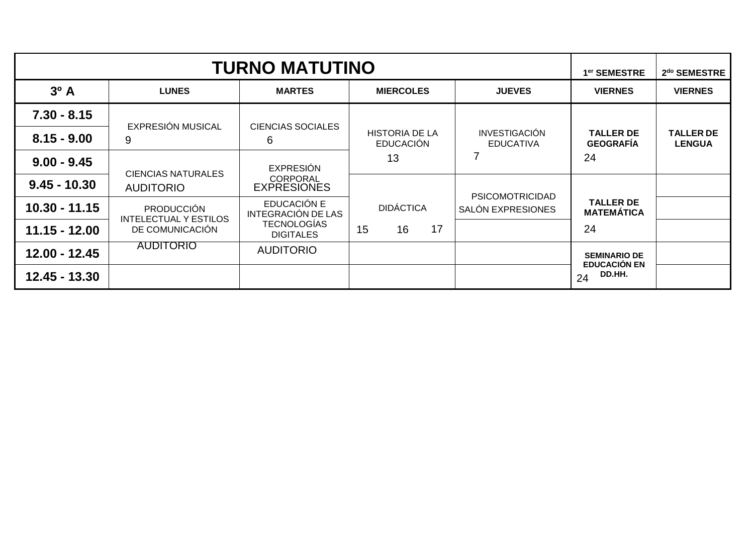| TURNO MATUTINO | | | | | 1er SEMESTRE | 2do SEMESTRE |
|---|---|---|---|---|---|---|
| **3º A** | **LUNES** | **MARTES** | **MIERCOLES** | **JUEVES** | **VIERNES** | **VIERNES** |
| **7.30 - 8.15** | EXPRESIÓN MUSICAL 9 | CIENCIAS SOCIALES 6 | HISTORIA DE LA EDUCACIÓN 13 | INVESTIGACIÓN EDUCATIVA 7 | **TALLER DE GEOGRAFÍA** 24 | **TALLER DE LENGUA** |
| **8.15 - 9.00** | | | | | | |
| **9.00 - 9.45** | CIENCIAS NATURALES AUDITORIO | EXPRESIÓN CORPORAL EXPRESIONES | | | | |
| **9.45 - 10.30** | | | DIDÁCTICA 15 16 17 | PSICOMOTRICIDAD SALÓN EXPRESIONES | **TALLER DE MATEMÁTICA** 24 | |
| **10.30 - 11.15** | PRODUCCIÓN INTELECTUAL Y ESTILOS DE COMUNICACIÓN AUDITORIO | EDUCACIÓN E INTEGRACIÓN DE LAS TECNOLOGÍAS DIGITALES AUDITORIO | | | | |
| **11.15 - 12.00** | | | | | | |
| **12.00 - 12.45** | | | | | **SEMINARIO DE EDUCACIÓN EN DD.HH.** 24 | |
| **12.45 - 13.30** | | | | | | |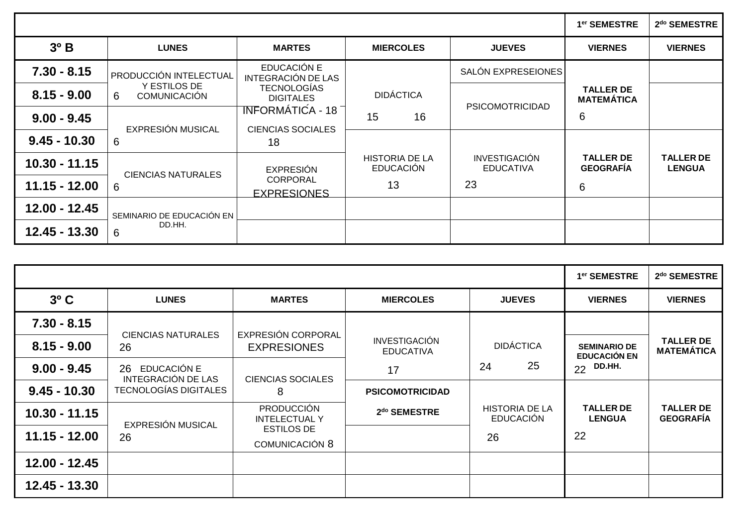| | | | | | 1er SEMESTRE | 2do SEMESTRE |
|---|---|---|---|---|---|---|
| **3º B** | **LUNES** | **MARTES** | **MIERCOLES** | **JUEVES** | **VIERNES** | **VIERNES** |
| **7.30 - 8.15** | PRODUCCIÓN INTELECTUAL Y ESTILOS DE COMUNICACIÓN 6 | EDUCACIÓN E INTEGRACIÓN DE LAS TECNOLOGÍAS DIGITALES INFORMÁTICA - 18 | DIDÁCTICA 15 16 | SALÓN EXPRESEIONES | TALLER DE MATEMÁTICA 6 | |
| **8.15 - 9.00** | | | | PSICOMOTRICIDAD | | |
| **9.00 - 9.45** | EXPRESIÓN MUSICAL 6 | | | | | |
| **9.45 - 10.30** | | CIENCIAS SOCIALES 18 | HISTORIA DE LA EDUCACIÓN 13 | INVESTIGACIÓN EDUCATIVA 23 | TALLER DE GEOGRAFÍA 6 | TALLER DE LENGUA |
| **10.30 - 11.15** | CIENCIAS NATURALES 6 | EXPRESIÓN CORPORAL EXPRESIONES | | | | |
| **11.15 - 12.00** | | | | | | |
| **12.00 - 12.45** | SEMINARIO DE EDUCACIÓN EN DD.HH. 6 | | | | | |
| **12.45 - 13.30** | | | | | | |

| | | | | | 1er SEMESTRE | 2do SEMESTRE |
|---|---|---|---|---|---|---|
| **3º C** | **LUNES** | **MARTES** | **MIERCOLES** | **JUEVES** | **VIERNES** | **VIERNES** |
| **7.30 - 8.15** | CIENCIAS NATURALES 26 | EXPRESIÓN CORPORAL EXPRESIONES | INVESTIGACIÓN EDUCATIVA 17 | DIDÁCTICA 24 25 | | TALLER DE MATEMÁTICA |
| **8.15 - 9.00** | | | | | SEMINARIO DE EDUCACIÓN EN DD.HH. 22 | |
| **9.00 - 9.45** | 26 EDUCACIÓN E INTEGRACIÓN DE LAS TECNOLOGÍAS DIGITALES | CIENCIAS SOCIALES 8 | | | | |
| **9.45 - 10.30** | | | **PSICOMOTRICIDAD** | HISTORIA DE LA EDUCACIÓN 26 | TALLER DE LENGUA 22 | TALLER DE GEOGRAFÍA |
| **10.30 - 11.15** | EXPRESIÓN MUSICAL 26 | PRODUCCIÓN INTELECTUAL Y ESTILOS DE COMUNICACIÓN 8 | **2do SEMESTRE** | | | |
| **11.15 - 12.00** | | | | | | |
| **12.00 - 12.45** | | | | | | |
| **12.45 - 13.30** | | | | | | |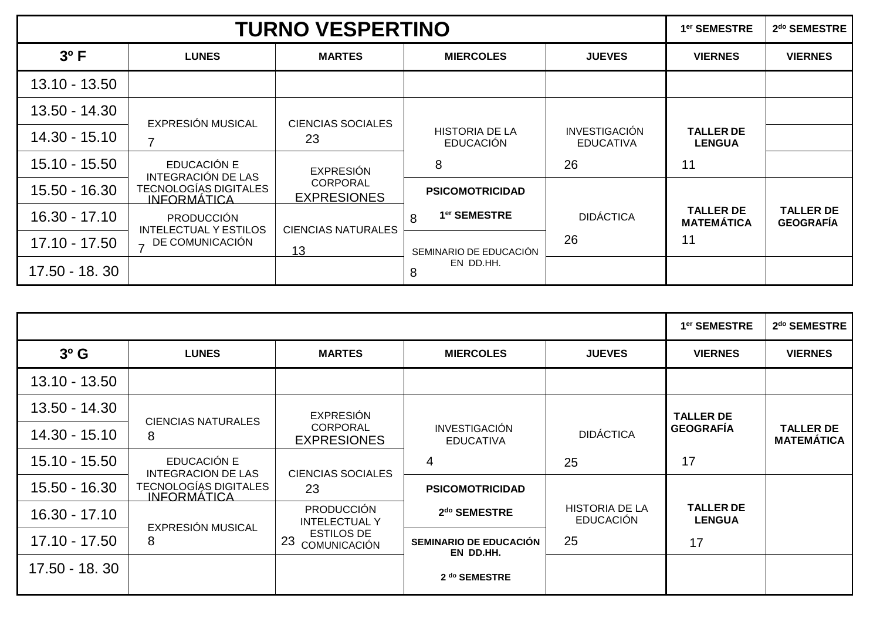| TURNO VESPERTINO | | | | | 1er SEMESTRE | 2do SEMESTRE |
|---|---|---|---|---|---|---|
| **3º F** | **LUNES** | **MARTES** | **MIERCOLES** | **JUEVES** | **VIERNES** | **VIERNES** |
| 13.10 - 13.50 | | | | | | |
| 13.50 - 14.30 | EXPRESIÓN MUSICAL 7 | CIENCIAS SOCIALES 23 | HISTORIA DE LA EDUCACIÓN 8 | INVESTIGACIÓN EDUCATIVA 26 | **TALLER DE LENGUA** 11 | |
| 14.30 - 15.10 | | | | | | |
| 15.10 - 15.50 | EDUCACIÓN E INTEGRACIÓN DE LAS TECNOLOGÍAS DIGITALES INFORMÁTICA | EXPRESIÓN CORPORAL EXPRESIONES | | | | |
| 15.50 - 16.30 | | | **PSICOMOTRICIDAD 1er SEMESTRE** 8 | DIDÁCTICA 26 | **TALLER DE MATEMÁTICA** 11 | **TALLER DE GEOGRAFÍA** |
| 16.30 - 17.10 | PRODUCCIÓN INTELECTUAL Y ESTILOS DE COMUNICACIÓN 7 | CIENCIAS NATURALES 13 | | | | |
| 17.10 - 17.50 | | | SEMINARIO DE EDUCACIÓN EN DD.HH. 8 | | | |
| 17.50 - 18. 30 | | | | | | |

| | | | | | 1er SEMESTRE | 2do SEMESTRE |
|---|---|---|---|---|---|---|
| **3º G** | **LUNES** | **MARTES** | **MIERCOLES** | **JUEVES** | **VIERNES** | **VIERNES** |
| 13.10 - 13.50 | | | | | | |
| 13.50 - 14.30 | CIENCIAS NATURALES 8 | EXPRESIÓN CORPORAL EXPRESIONES | INVESTIGACIÓN EDUCATIVA 4 | DIDÁCTICA 25 | **TALLER DE GEOGRAFÍA** 17 | **TALLER DE MATEMÁTICA** |
| 14.30 - 15.10 | | | | | | |
| 15.10 - 15.50 | EDUCACIÓN E INTEGRACIÓN DE LAS TECNOLOGÍAS DIGITALES INFORMÁTICA | CIENCIAS SOCIALES 23 | | | | |
| 15.50 - 16.30 | | | **PSICOMOTRICIDAD 2do SEMESTRE** | HISTORIA DE LA EDUCACIÓN 25 | **TALLER DE LENGUA** 17 | |
| 16.30 - 17.10 | EXPRESIÓN MUSICAL 8 | PRODUCCIÓN INTELECTUAL Y ESTILOS DE COMUNICACIÓN 23 | | | | |
| 17.10 - 17.50 | | | **SEMINARIO DE EDUCACIÓN EN DD.HH. 2 do SEMESTRE** | | | |
| 17.50 - 18. 30 | | | | | | |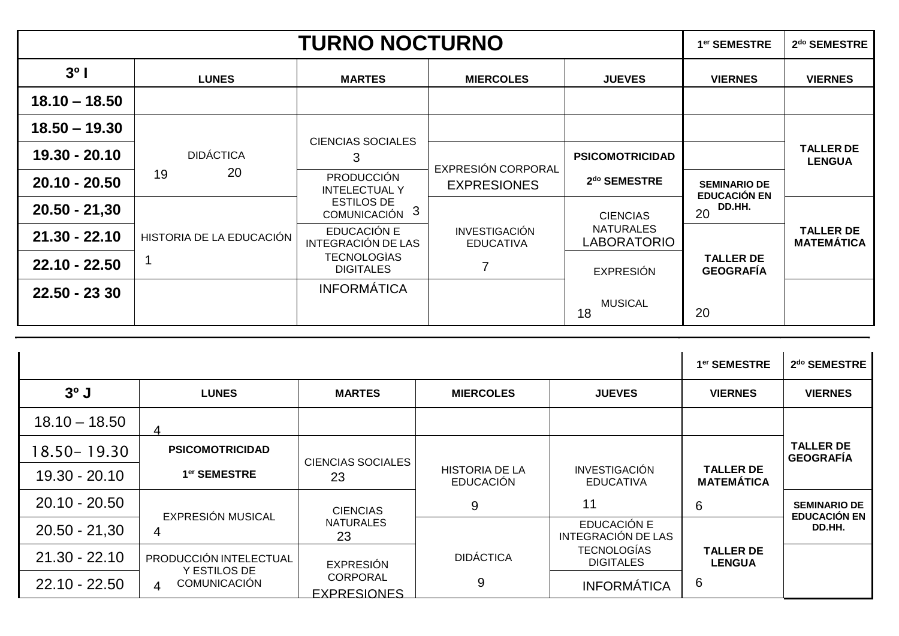| TURNO NOCTURNO | | | | | 1er SEMESTRE | 2do SEMESTRE |
|---|---|---|---|---|---|---|
| **3º I** | **LUNES** | **MARTES** | **MIERCOLES** | **JUEVES** | **VIERNES** | **VIERNES** |
| **18.10 – 18.50** | | | | | | |
| **18.50 – 19.30** | DIDÁCTICA 19 20 | CIENCIAS SOCIALES 3 | | | | **TALLER DE LENGUA** |
| **19.30 - 20.10** | DIDÁCTICA 19 20 | CIENCIAS SOCIALES 3 | EXPRESIÓN CORPORAL EXPRESIONES | **PSICOMOTRICIDAD** | | **TALLER DE LENGUA** |
| **20.10 - 20.50** | DIDÁCTICA 19 20 | PRODUCCIÓN INTELECTUAL Y ESTILOS DE COMUNICACIÓN 3 | EXPRESIÓN CORPORAL EXPRESIONES | **2do SEMESTRE** | **SEMINARIO DE EDUCACIÓN EN DD.HH.** 20 | **TALLER DE LENGUA** |
| **20.50 - 21,30** | HISTORIA DE LA EDUCACIÓN 1 | PRODUCCIÓN INTELECTUAL Y ESTILOS DE COMUNICACIÓN 3 | INVESTIGACIÓN EDUCATIVA 7 | CIENCIAS NATURALES LABORATORIO | **SEMINARIO DE EDUCACIÓN EN DD.HH.** 20 | **TALLER DE MATEMÁTICA** |
| **21.30 - 22.10** | HISTORIA DE LA EDUCACIÓN 1 | EDUCACIÓN E INTEGRACIÓN DE LAS TECNOLOGIAS DIGITALES INFORMÁTICA | INVESTIGACIÓN EDUCATIVA 7 | CIENCIAS NATURALES LABORATORIO | **TALLER DE GEOGRAFÍA** 20 | **TALLER DE MATEMÁTICA** |
| **22.10 - 22.50** | HISTORIA DE LA EDUCACIÓN 1 | EDUCACIÓN E INTEGRACIÓN DE LAS TECNOLOGIAS DIGITALES INFORMÁTICA | INVESTIGACIÓN EDUCATIVA 7 | EXPRESIÓN MUSICAL 18 | **TALLER DE GEOGRAFÍA** 20 | **TALLER DE MATEMÁTICA** |
| **22.50 - 23 30** | | INFORMÁTICA | | EXPRESIÓN MUSICAL 18 | **TALLER DE GEOGRAFÍA** 20 | |

| | | | | | 1er SEMESTRE | 2do SEMESTRE |
|---|---|---|---|---|---|---|
| **3º J** | **LUNES** | **MARTES** | **MIERCOLES** | **JUEVES** | **VIERNES** | **VIERNES** |
| 18.10 – 18.50 | 4 | | | | | **TALLER DE GEOGRAFÍA** |
| 18.50– 19.30 | **PSICOMOTRICIDAD** | CIENCIAS SOCIALES 23 | HISTORIA DE LA EDUCACIÓN 9 | INVESTIGACIÓN EDUCATIVA 11 | **TALLER DE MATEMÁTICA** 6 | **TALLER DE GEOGRAFÍA** |
| 19.30 - 20.10 | **1er SEMESTRE** | CIENCIAS SOCIALES 23 | HISTORIA DE LA EDUCACIÓN 9 | INVESTIGACIÓN EDUCATIVA 11 | **TALLER DE MATEMÁTICA** 6 | **TALLER DE GEOGRAFÍA** |
| 20.10 - 20.50 | EXPRESIÓN MUSICAL 4 | CIENCIAS NATURALES 23 | HISTORIA DE LA EDUCACIÓN 9 | INVESTIGACIÓN EDUCATIVA 11 | **TALLER DE MATEMÁTICA** 6 | **SEMINARIO DE EDUCACIÓN EN DD.HH.** |
| 20.50 - 21,30 | EXPRESIÓN MUSICAL 4 | CIENCIAS NATURALES 23 | DIDÁCTICA 9 | EDUCACIÓN E INTEGRACIÓN DE LAS TECNOLOGÍAS DIGITALES | **TALLER DE LENGUA** 6 | **SEMINARIO DE EDUCACIÓN EN DD.HH.** |
| 21.30 - 22.10 | PRODUCCIÓN INTELECTUAL Y ESTILOS DE COMUNICACIÓN 4 | EXPRESIÓN CORPORAL EXPRESIONES | DIDÁCTICA 9 | EDUCACIÓN E INTEGRACIÓN DE LAS TECNOLOGÍAS DIGITALES | **TALLER DE LENGUA** 6 | |
| 22.10 - 22.50 | PRODUCCIÓN INTELECTUAL Y ESTILOS DE COMUNICACIÓN 4 | EXPRESIÓN CORPORAL EXPRESIONES | DIDÁCTICA 9 | INFORMÁTICA | **TALLER DE LENGUA** 6 | |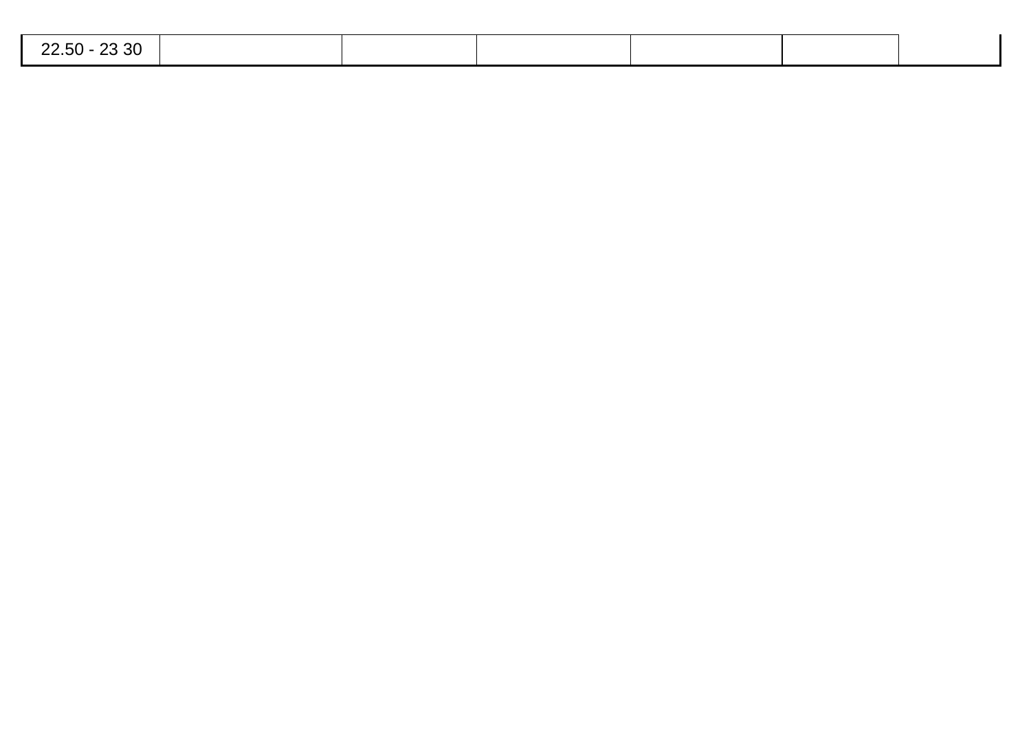| 22.50 - 23 30 | | | | | | |
|---|---|---|---|---|---|---|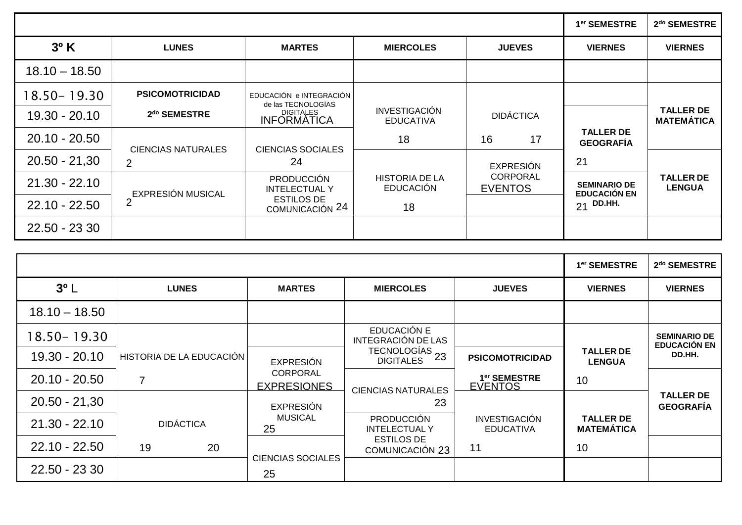| | | | | | 1er SEMESTRE | 2do SEMESTRE |
|---|---|---|---|---|---|---|
| **3º K** | **LUNES** | **MARTES** | **MIERCOLES** | **JUEVES** | **VIERNES** | **VIERNES** |
| 18.10 – 18.50 | | | | | | |
| 18.50– 19.30 | **PSICOMOTRICIDAD** | EDUCACIÓN e INTEGRACIÓN de las TECNOLOGÍAS DIGITALES INFORMÁTICA | INVESTIGACIÓN EDUCATIVA 18 | DIDÁCTICA 16 17 | | **TALLER DE MATEMÁTICA** |
| 19.30 - 20.10 | **2do SEMESTRE** | | | | **TALLER DE GEOGRAFÍA** 21 | |
| 20.10 - 20.50 | CIENCIAS NATURALES 2 | CIENCIAS SOCIALES 24 | | | | |
| 20.50 - 21,30 | | | HISTORIA DE LA EDUCACIÓN 18 | EXPRESIÓN CORPORAL EVENTOS | | **TALLER DE LENGUA** |
| 21.30 - 22.10 | EXPRESIÓN MUSICAL 2 | PRODUCCIÓN INTELECTUAL Y ESTILOS DE COMUNICACIÓN 24 | | | **SEMINARIO DE EDUCACIÓN EN DD.HH.** 21 | |
| 22.10 - 22.50 | | | | | | |
| 22.50 - 23 30 | | | | | | |

| | | | | | 1er SEMESTRE | 2do SEMESTRE |
|---|---|---|---|---|---|---|
| **3º** L | **LUNES** | **MARTES** | **MIERCOLES** | **JUEVES** | **VIERNES** | **VIERNES** |
| 18.10 – 18.50 | | | | | | |
| 18.50– 19.30 | HISTORIA DE LA EDUCACIÓN 7 | | EDUCACIÓN E INTEGRACIÓN DE LAS TECNOLOGÍAS DIGITALES 23 | | **TALLER DE LENGUA** 10 | **SEMINARIO DE EDUCACIÓN EN DD.HH.** |
| 19.30 - 20.10 | | EXPRESIÓN CORPORAL EXPRESIONES | | **PSICOMOTRICIDAD** | | |
| 20.10 - 20.50 | | | CIENCIAS NATURALES 23 | **1er SEMESTRE** EVENTOS | | **TALLER DE GEOGRAFÍA** |
| 20.50 - 21,30 | DIDÁCTICA 19 20 | EXPRESIÓN MUSICAL 25 | | INVESTIGACIÓN EDUCATIVA 11 | **TALLER DE MATEMÁTICA** 10 | |
| 21.30 - 22.10 | | | PRODUCCIÓN INTELECTUAL Y ESTILOS DE COMUNICACIÓN 23 | | | |
| 22.10 - 22.50 | | CIENCIAS SOCIALES 25 | | | | |
| 22.50 - 23 30 | | | | | | |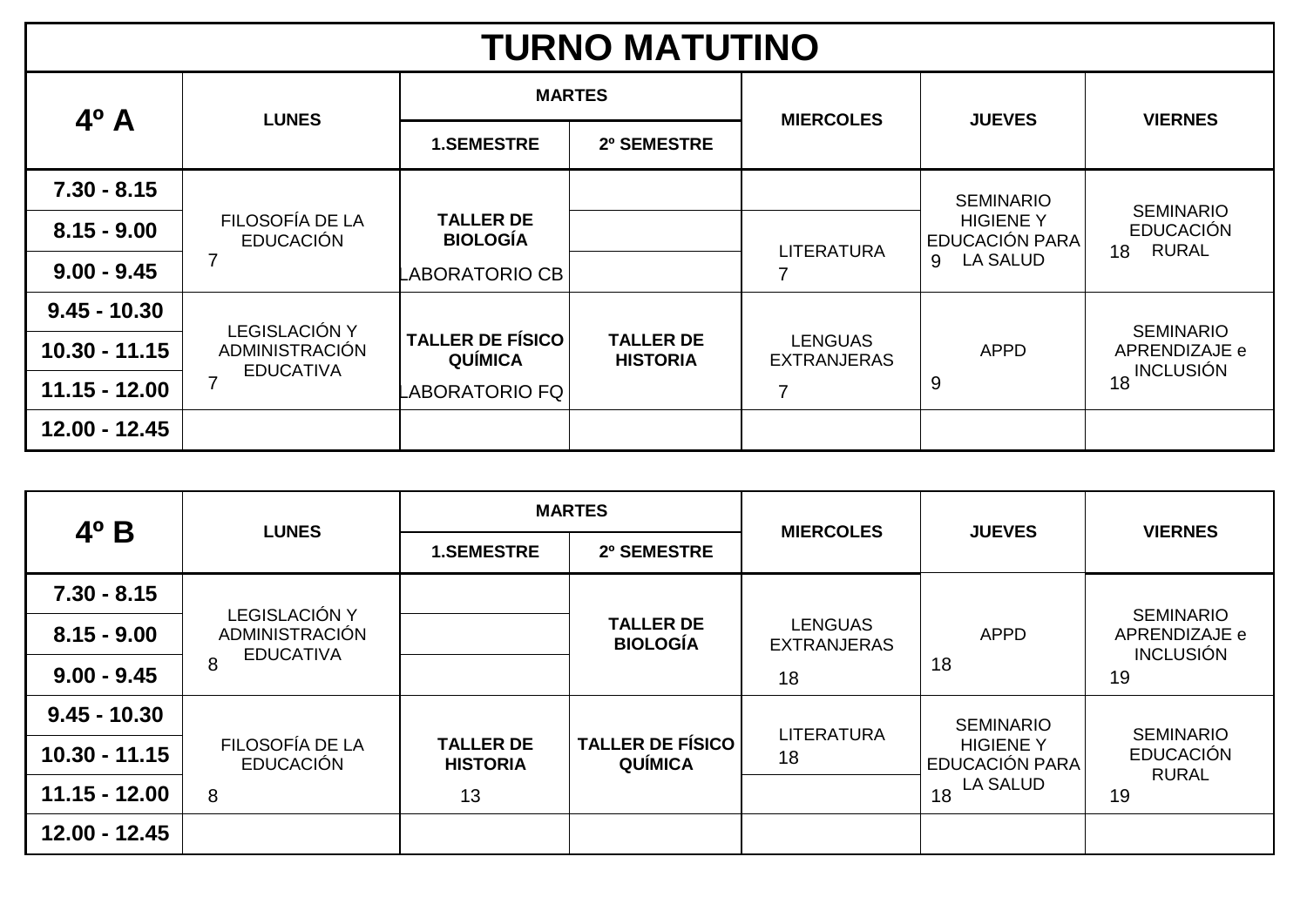# TURNO MATUTINO

| 4º A | LUNES | MARTES | | MIERCOLES | JUEVES | VIERNES |
|---|---|---|---|---|---|---|
| | | 1.SEMESTRE | 2º SEMESTRE | | | |
| 7.30 - 8.15 | FILOSOFÍA DE LA EDUCACIÓN 7 | **TALLER DE BIOLOGÍA** LABORATORIO CB | | | SEMINARIO HIGIENE Y EDUCACIÓN PARA LA SALUD 9 | SEMINARIO EDUCACIÓN RURAL 18 |
| 8.15 - 9.00 | | | | LITERATURA 7 | | |
| 9.00 - 9.45 | | | | | | |
| 9.45 - 10.30 | LEGISLACIÓN Y ADMINISTRACIÓN EDUCATIVA 7 | **TALLER DE FÍSICO QUÍMICA** LABORATORIO FQ | **TALLER DE HISTORIA** | LENGUAS EXTRANJERAS 7 | APPD 9 | SEMINARIO APRENDIZAJE e INCLUSIÓN 18 |
| 10.30 - 11.15 | | | | | | |
| 11.15 - 12.00 | | | | | | |
| 12.00 - 12.45 | | | | | | |

| 4º B | LUNES | MARTES | | MIERCOLES | JUEVES | VIERNES |
|---|---|---|---|---|---|---|
| | | 1.SEMESTRE | 2º SEMESTRE | | | |
| 7.30 - 8.15 | LEGISLACIÓN Y ADMINISTRACIÓN EDUCATIVA 8 | | **TALLER DE BIOLOGÍA** | LENGUAS EXTRANJERAS 18 | APPD 18 | SEMINARIO APRENDIZAJE e INCLUSIÓN 19 |
| 8.15 - 9.00 | | | | | | |
| 9.00 - 9.45 | | | | | | |
| 9.45 - 10.30 | FILOSOFÍA DE LA EDUCACIÓN 8 | **TALLER DE HISTORIA** 13 | **TALLER DE FÍSICO QUÍMICA** | LITERATURA 18 | SEMINARIO HIGIENE Y EDUCACIÓN PARA LA SALUD 18 | SEMINARIO EDUCACIÓN RURAL 19 |
| 10.30 - 11.15 | | | | | | |
| 11.15 - 12.00 | | | | | | |
| 12.00 - 12.45 | | | | | | |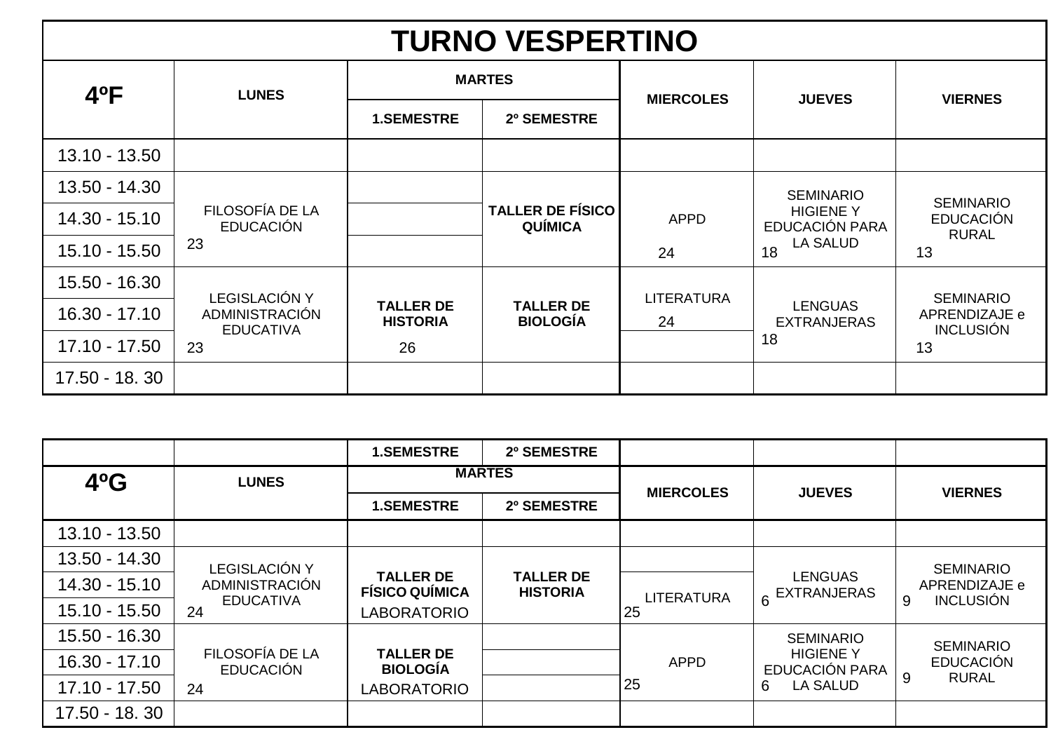# TURNO VESPERTINO

| 4ºF | LUNES | MARTES | | MIERCOLES | JUEVES | VIERNES |
|---|---|---|---|---|---|---|
| | | 1.SEMESTRE | 2º SEMESTRE | | | |
| 13.10 - 13.50 | | | | | | |
| 13.50 - 14.30 | FILOSOFÍA DE LA EDUCACIÓN 23 | | **TALLER DE FÍSICO QUÍMICA** | APPD 24 | SEMINARIO HIGIENE Y EDUCACIÓN PARA LA SALUD 18 | SEMINARIO EDUCACIÓN RURAL 13 |
| 14.30 - 15.10 | | | | | | |
| 15.10 - 15.50 | | | | | | |
| 15.50 - 16.30 | LEGISLACIÓN Y ADMINISTRACIÓN EDUCATIVA 23 | **TALLER DE HISTORIA** 26 | **TALLER DE BIOLOGÍA** | LITERATURA 24 | LENGUAS EXTRANJERAS 18 | SEMINARIO APRENDIZAJE e INCLUSIÓN 13 |
| 16.30 - 17.10 | | | | | | |
| 17.10 - 17.50 | | | | | | |
| 17.50 - 18. 30 | | | | | | |

| 4ºG | LUNES | MARTES | | MIERCOLES | JUEVES | VIERNES |
|---|---|---|---|---|---|---|
| | | 1.SEMESTRE | 2º SEMESTRE | | | |
| 13.10 - 13.50 | | | | | | |
| 13.50 - 14.30 | LEGISLACIÓN Y ADMINISTRACIÓN EDUCATIVA 24 | **TALLER DE FÍSICO QUÍMICA** LABORATORIO | **TALLER DE HISTORIA** | | LENGUAS EXTRANJERAS 6 | SEMINARIO APRENDIZAJE e INCLUSIÓN 9 |
| 14.30 - 15.10 | | | | LITERATURA 25 | | |
| 15.10 - 15.50 | | | | | | |
| 15.50 - 16.30 | FILOSOFÍA DE LA EDUCACIÓN 24 | **TALLER DE BIOLOGÍA** LABORATORIO | | APPD 25 | SEMINARIO HIGIENE Y EDUCACIÓN PARA LA SALUD 6 | SEMINARIO EDUCACIÓN RURAL 9 |
| 16.30 - 17.10 | | | | | | |
| 17.10 - 17.50 | | | | | | |
| 17.50 - 18. 30 | | | | | | |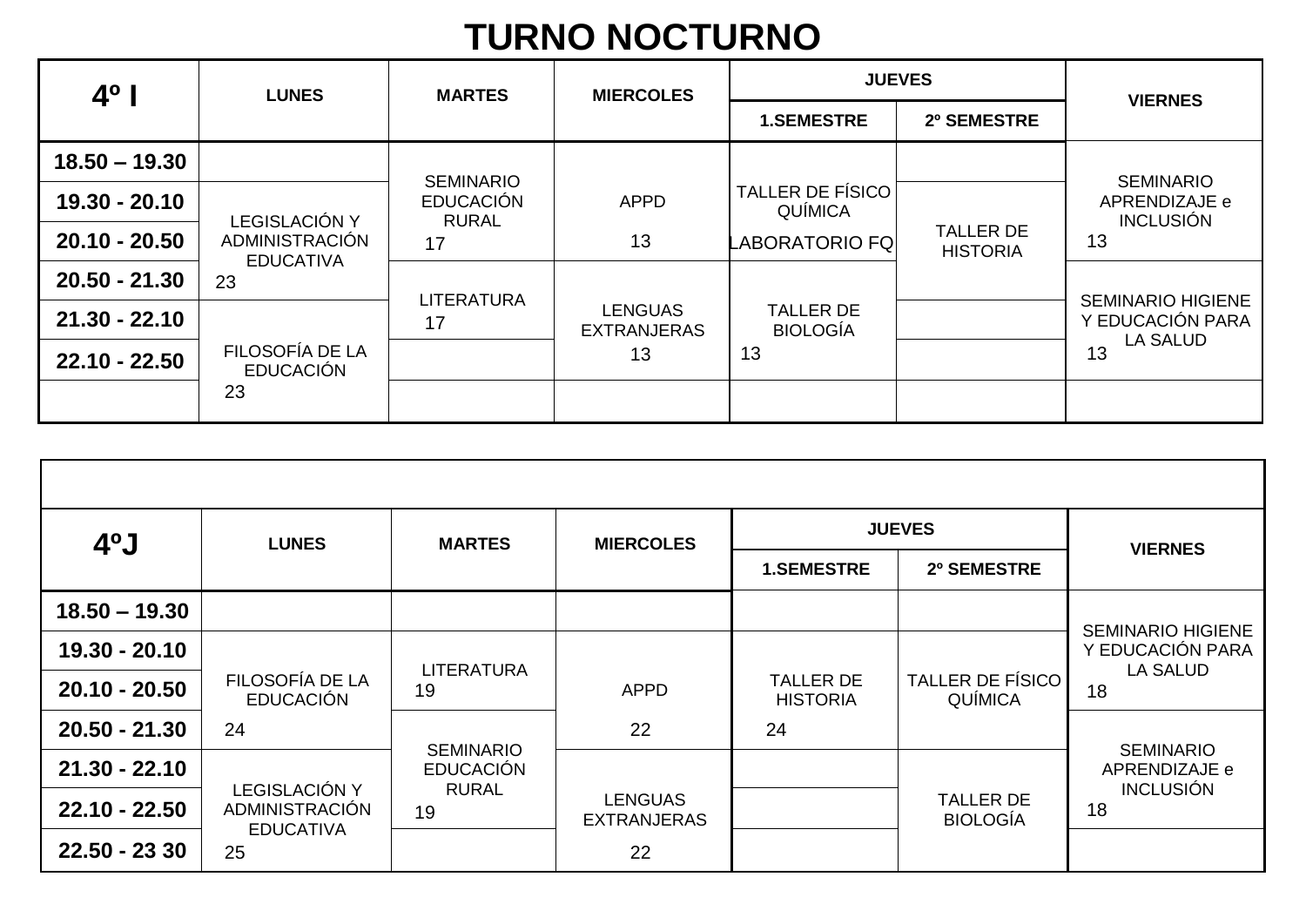# TURNO NOCTURNO

| 4º I | LUNES | MARTES | MIERCOLES | JUEVES | | VIERNES |
|---|---|---|---|---|---|---|
| | | | | 1.SEMESTRE | 2º SEMESTRE | |
| 18.50 – 19.30 | | SEMINARIO EDUCACIÓN RURAL 17 | APPD 13 | TALLER DE FÍSICO QUÍMICA LABORATORIO FQ | | SEMINARIO APRENDIZAJE e INCLUSIÓN 13 |
| 19.30 - 20.10 | LEGISLACIÓN Y ADMINISTRACIÓN EDUCATIVA 23 | | | | TALLER DE HISTORIA | |
| 20.10 - 20.50 | | | | | | |
| 20.50 - 21.30 | | LITERATURA 17 | LENGUAS EXTRANJERAS 13 | TALLER DE BIOLOGÍA 13 | | SEMINARIO HIGIENE Y EDUCACIÓN PARA LA SALUD 13 |
| 21.30 - 22.10 | FILOSOFÍA DE LA EDUCACIÓN 23 | | | | | |
| 22.10 - 22.50 | | | | | | |
| | | | | | | |

| 4ºJ | LUNES | MARTES | MIERCOLES | JUEVES | | VIERNES |
|---|---|---|---|---|---|---|
| | | | | 1.SEMESTRE | 2º SEMESTRE | |
| 18.50 – 19.30 | | | | | | SEMINARIO HIGIENE Y EDUCACIÓN PARA LA SALUD 18 |
| 19.30 - 20.10 | FILOSOFÍA DE LA EDUCACIÓN 24 | LITERATURA 19 | APPD 22 | TALLER DE HISTORIA 24 | TALLER DE FÍSICO QUÍMICA | |
| 20.10 - 20.50 | | | | | | |
| 20.50 - 21.30 | | SEMINARIO EDUCACIÓN RURAL 19 | | | | SEMINARIO APRENDIZAJE e INCLUSIÓN 18 |
| 21.30 - 22.10 | LEGISLACIÓN Y ADMINISTRACIÓN EDUCATIVA 25 | | LENGUAS EXTRANJERAS 22 | | TALLER DE BIOLOGÍA | |
| 22.10 - 22.50 | | | | | | |
| 22.50 - 23 30 | | | | | | |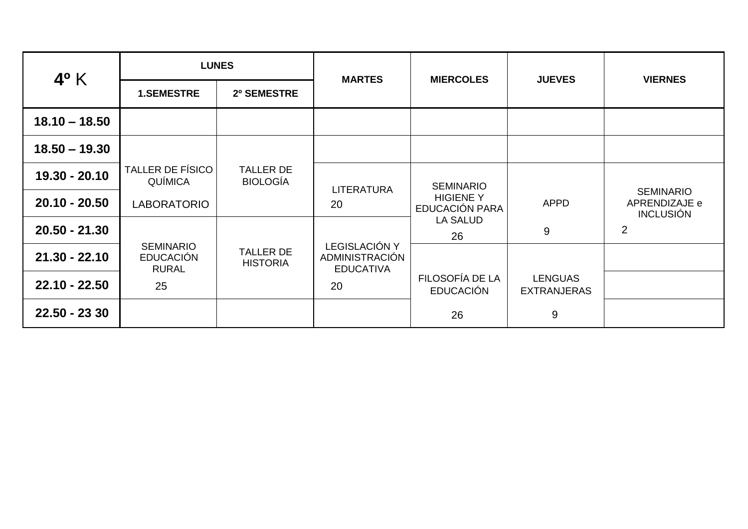| 4º K | LUNES | | MARTES | MIERCOLES | JUEVES | VIERNES |
|---|---|---|---|---|---|---|
| | **1.SEMESTRE** | **2º SEMESTRE** | | | | |
| **18.10 – 18.50** | | | | | | |
| **18.50 – 19.30** | TALLER DE FÍSICO QUÍMICA LABORATORIO | TALLER DE BIOLOGÍA | | | | |
| **19.30 - 20.10** | | | LITERATURA 20 | SEMINARIO HIGIENE Y EDUCACIÓN PARA LA SALUD 26 | APPD 9 | SEMINARIO APRENDIZAJE e INCLUSIÓN 2 |
| **20.10 - 20.50** | | | | | | |
| **20.50 - 21.30** | SEMINARIO EDUCACIÓN RURAL 25 | TALLER DE HISTORIA | LEGISLACIÓN Y ADMINISTRACIÓN EDUCATIVA 20 | | | |
| **21.30 - 22.10** | | | | FILOSOFÍA DE LA EDUCACIÓN 26 | LENGUAS EXTRANJERAS 9 | |
| **22.10 - 22.50** | | | | | | |
| **22.50 - 23 30** | | | | | | |